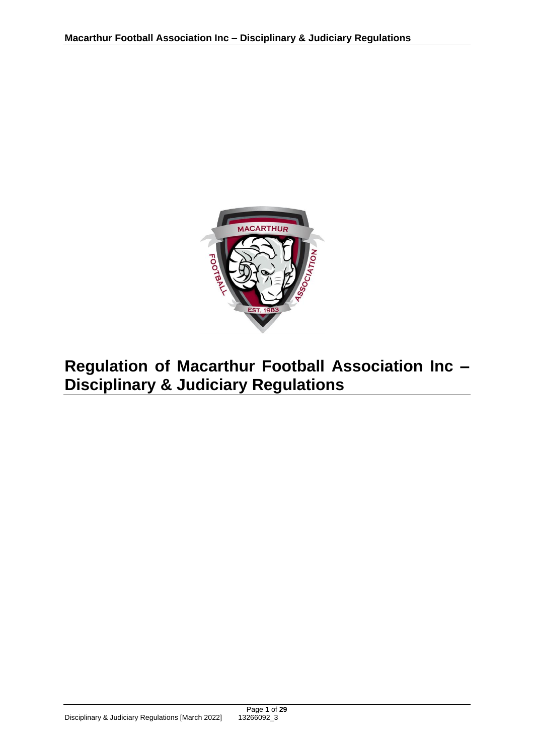# Regulation of Macarthur Football Association Inc – Disciplinary & Judiciary Regulations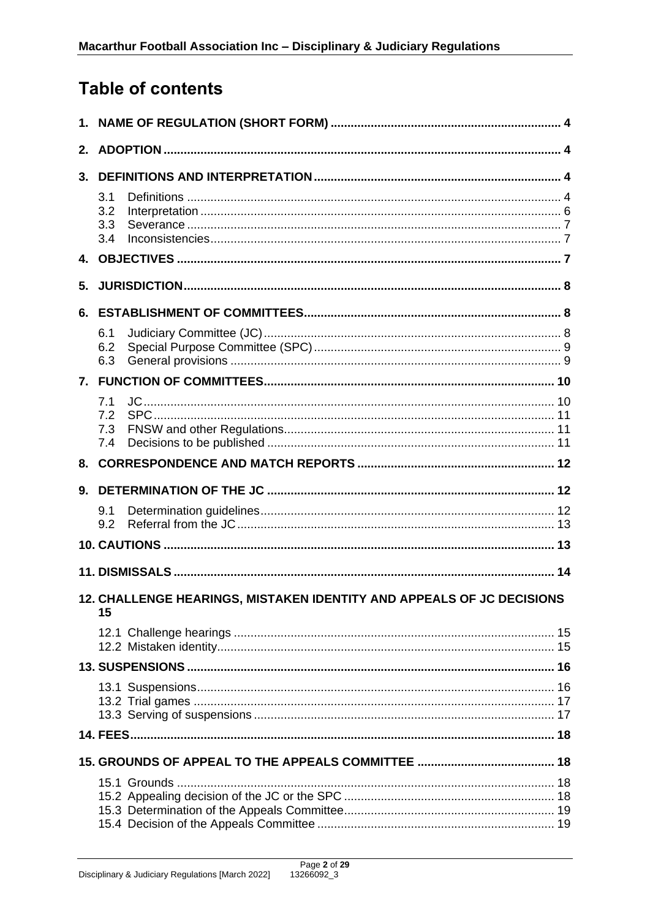# Table of contents

**1. NAME OF REGULATION (SHORT FORM) .................................................................... 4**

**2. ADOPTION ....................................................................................................................... 4**

**3. DEFINITIONS AND INTERPRETATION ......................................................................... 4**

3.1 Definitions ............................................................................................................... 4
3.2 Interpretation ........................................................................................................... 6
3.3 Severance ............................................................................................................... 7
3.4 Inconsistencies ........................................................................................................ 7

**4. OBJECTIVES .................................................................................................................. 7**

**5. JURISDICTION ................................................................................................................ 8**

**6. ESTABLISHMENT OF COMMITTEES ............................................................................ 8**

6.1 Judiciary Committee (JC) ........................................................................................ 8
6.2 Special Purpose Committee (SPC) .......................................................................... 9
6.3 General provisions .................................................................................................. 9

**7. FUNCTION OF COMMITTEES ...................................................................................... 10**

7.1 JC .......................................................................................................................... 10
7.2 SPC ....................................................................................................................... 11
7.3 FNSW and other Regulations ................................................................................ 11
7.4 Decisions to be published ...................................................................................... 11

**8. CORRESPONDENCE AND MATCH REPORTS .......................................................... 12**

**9. DETERMINATION OF THE JC ..................................................................................... 12**

9.1 Determination guidelines ....................................................................................... 12
9.2 Referral from the JC .............................................................................................. 13

**10. CAUTIONS .................................................................................................................... 13**

**11. DISMISSALS ................................................................................................................. 14**

**12. CHALLENGE HEARINGS, MISTAKEN IDENTITY AND APPEALS OF JC DECISIONS 15**

12.1 Challenge hearings ............................................................................................... 15
12.2 Mistaken identity .................................................................................................... 15

**13. SUSPENSIONS ............................................................................................................. 16**

13.1 Suspensions .......................................................................................................... 16
13.2 Trial games ........................................................................................................... 17
13.3 Serving of suspensions ......................................................................................... 17

**14. FEES .............................................................................................................................. 18**

**15. GROUNDS OF APPEAL TO THE APPEALS COMMITTEE ......................................... 18**

15.1 Grounds ................................................................................................................ 18
15.2 Appealing decision of the JC or the SPC .............................................................. 18
15.3 Determination of the Appeals Committee ............................................................... 19
15.4 Decision of the Appeals Committee ....................................................................... 19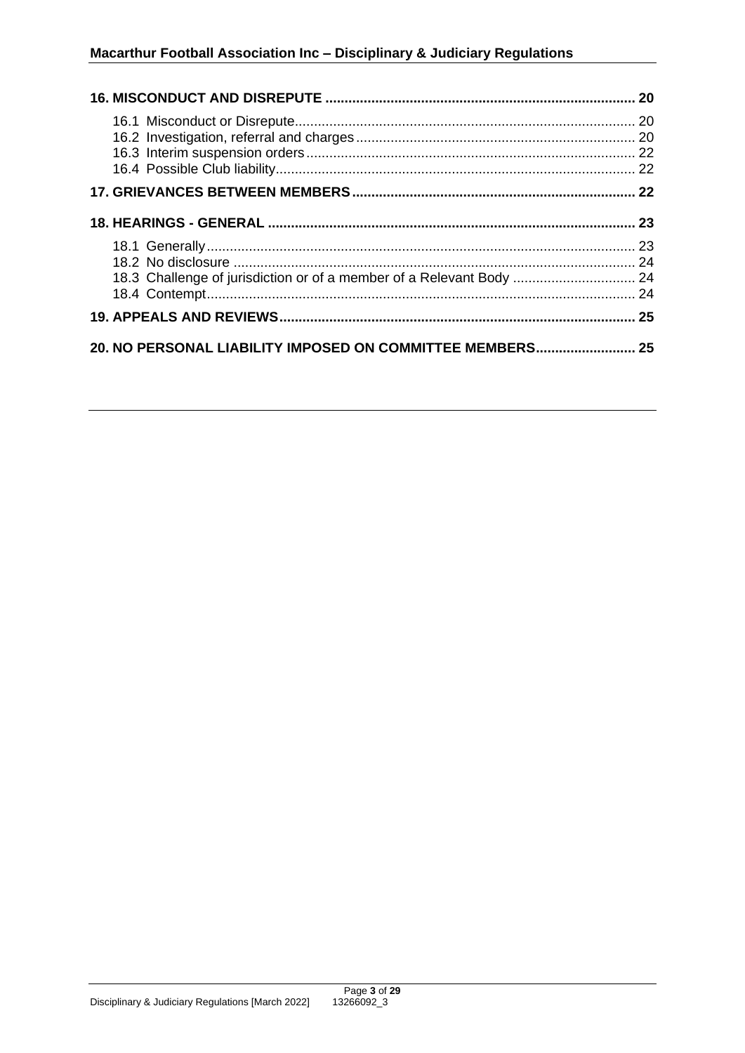**16. MISCONDUCT AND DISREPUTE ................................................................................ 20**

16.1 Misconduct or Disrepute........................................................................................ 20
16.2 Investigation, referral and charges........................................................................ 20
16.3 Interim suspension orders..................................................................................... 22
16.4 Possible Club liability............................................................................................. 22

**17. GRIEVANCES BETWEEN MEMBERS.......................................................................... 22**

**18. HEARINGS - GENERAL ............................................................................................... 23**

18.1 Generally............................................................................................................... 23
18.2 No disclosure ........................................................................................................ 24
18.3 Challenge of jurisdiction or of a member of a Relevant Body ................................ 24
18.4 Contempt............................................................................................................... 24

**19. APPEALS AND REVIEWS............................................................................................ 25**

**20. NO PERSONAL LIABILITY IMPOSED ON COMMITTEE MEMBERS.......................... 25**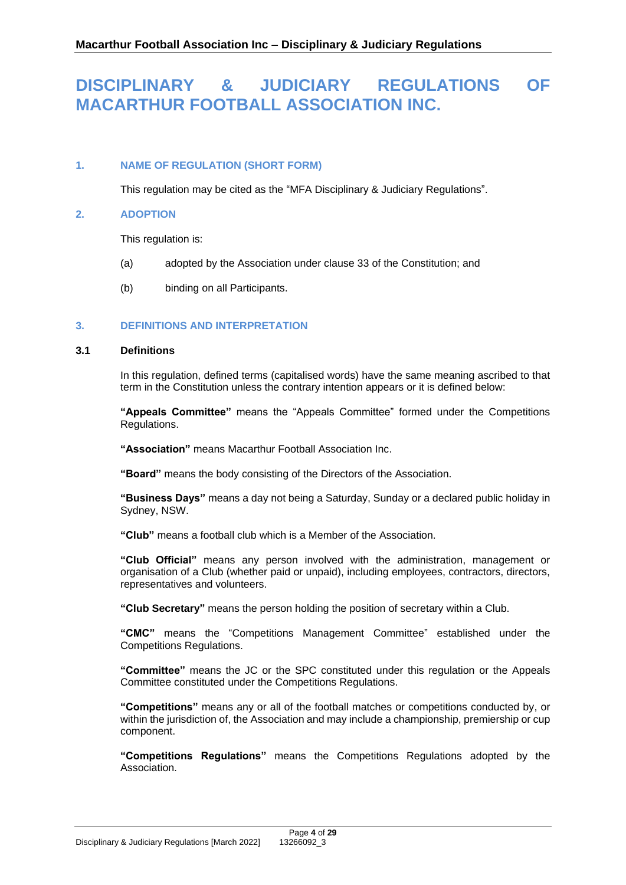# DISCIPLINARY & JUDICIARY REGULATIONS OF MACARTHUR FOOTBALL ASSOCIATION INC.

## 1. NAME OF REGULATION (SHORT FORM)

This regulation may be cited as the "MFA Disciplinary & Judiciary Regulations".

## 2. ADOPTION

This regulation is:

(a) adopted by the Association under clause 33 of the Constitution; and

(b) binding on all Participants.

## 3. DEFINITIONS AND INTERPRETATION

### 3.1 Definitions

In this regulation, defined terms (capitalised words) have the same meaning ascribed to that term in the Constitution unless the contrary intention appears or it is defined below:

**"Appeals Committee"** means the "Appeals Committee" formed under the Competitions Regulations.

**"Association"** means Macarthur Football Association Inc.

**"Board"** means the body consisting of the Directors of the Association.

**"Business Days"** means a day not being a Saturday, Sunday or a declared public holiday in Sydney, NSW.

**"Club"** means a football club which is a Member of the Association.

**"Club Official"** means any person involved with the administration, management or organisation of a Club (whether paid or unpaid), including employees, contractors, directors, representatives and volunteers.

**"Club Secretary"** means the person holding the position of secretary within a Club.

**"CMC"** means the "Competitions Management Committee" established under the Competitions Regulations.

**"Committee"** means the JC or the SPC constituted under this regulation or the Appeals Committee constituted under the Competitions Regulations.

**"Competitions"** means any or all of the football matches or competitions conducted by, or within the jurisdiction of, the Association and may include a championship, premiership or cup component.

**"Competitions Regulations"** means the Competitions Regulations adopted by the Association.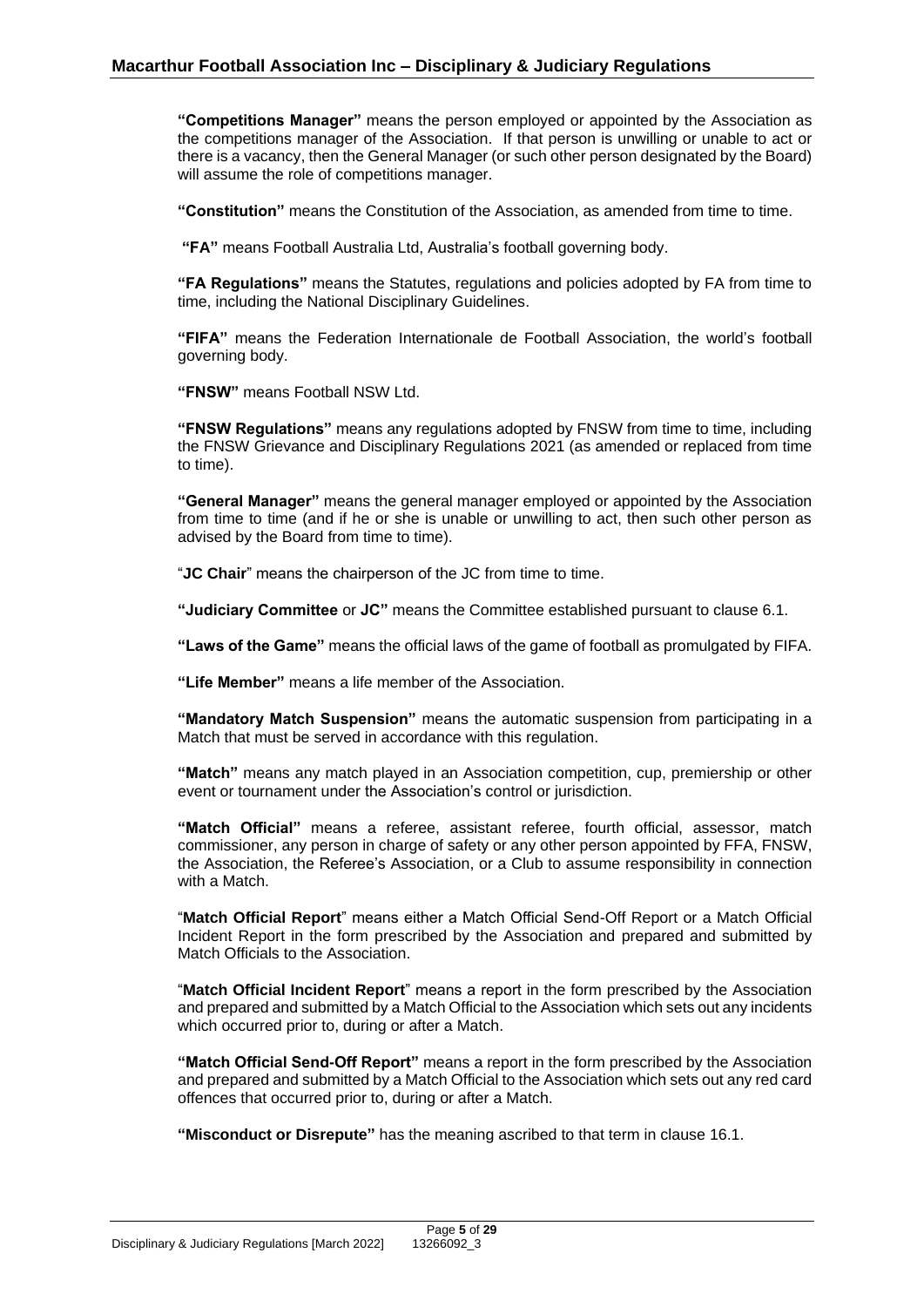**"Competitions Manager"** means the person employed or appointed by the Association as the competitions manager of the Association. If that person is unwilling or unable to act or there is a vacancy, then the General Manager (or such other person designated by the Board) will assume the role of competitions manager.

**"Constitution"** means the Constitution of the Association, as amended from time to time.

**"FA"** means Football Australia Ltd, Australia's football governing body.

**"FA Regulations"** means the Statutes, regulations and policies adopted by FA from time to time, including the National Disciplinary Guidelines.

**"FIFA"** means the Federation Internationale de Football Association, the world's football governing body.

**"FNSW"** means Football NSW Ltd.

**"FNSW Regulations"** means any regulations adopted by FNSW from time to time, including the FNSW Grievance and Disciplinary Regulations 2021 (as amended or replaced from time to time).

**"General Manager"** means the general manager employed or appointed by the Association from time to time (and if he or she is unable or unwilling to act, then such other person as advised by the Board from time to time).

"**JC Chair**" means the chairperson of the JC from time to time.

**"Judiciary Committee** or **JC"** means the Committee established pursuant to clause 6.1.

**"Laws of the Game"** means the official laws of the game of football as promulgated by FIFA.

**"Life Member"** means a life member of the Association.

**"Mandatory Match Suspension"** means the automatic suspension from participating in a Match that must be served in accordance with this regulation.

**"Match"** means any match played in an Association competition, cup, premiership or other event or tournament under the Association's control or jurisdiction.

**"Match Official"** means a referee, assistant referee, fourth official, assessor, match commissioner, any person in charge of safety or any other person appointed by FFA, FNSW, the Association, the Referee's Association, or a Club to assume responsibility in connection with a Match.

"**Match Official Report**" means either a Match Official Send-Off Report or a Match Official Incident Report in the form prescribed by the Association and prepared and submitted by Match Officials to the Association.

"**Match Official Incident Report**" means a report in the form prescribed by the Association and prepared and submitted by a Match Official to the Association which sets out any incidents which occurred prior to, during or after a Match.

**"Match Official Send-Off Report"** means a report in the form prescribed by the Association and prepared and submitted by a Match Official to the Association which sets out any red card offences that occurred prior to, during or after a Match.

**"Misconduct or Disrepute"** has the meaning ascribed to that term in clause 16.1.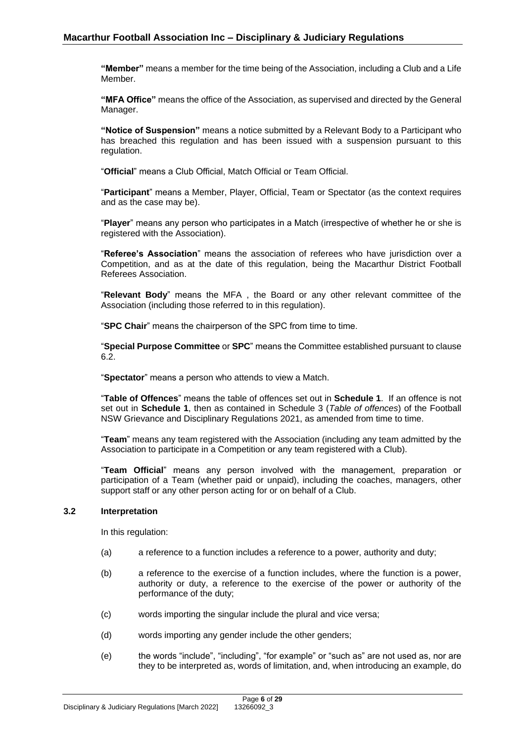**"Member"** means a member for the time being of the Association, including a Club and a Life Member.

**"MFA Office"** means the office of the Association, as supervised and directed by the General Manager.

**"Notice of Suspension"** means a notice submitted by a Relevant Body to a Participant who has breached this regulation and has been issued with a suspension pursuant to this regulation.

"**Official**" means a Club Official, Match Official or Team Official.

"**Participant**" means a Member, Player, Official, Team or Spectator (as the context requires and as the case may be).

"**Player**" means any person who participates in a Match (irrespective of whether he or she is registered with the Association).

"**Referee's Association**" means the association of referees who have jurisdiction over a Competition, and as at the date of this regulation, being the Macarthur District Football Referees Association.

"**Relevant Body**" means the MFA , the Board or any other relevant committee of the Association (including those referred to in this regulation).

"**SPC Chair**" means the chairperson of the SPC from time to time.

"**Special Purpose Committee** or **SPC**" means the Committee established pursuant to clause 6.2.

"**Spectator**" means a person who attends to view a Match.

"**Table of Offences**" means the table of offences set out in **Schedule 1**. If an offence is not set out in **Schedule 1**, then as contained in Schedule 3 (*Table of offences*) of the Football NSW Grievance and Disciplinary Regulations 2021, as amended from time to time.

"**Team**" means any team registered with the Association (including any team admitted by the Association to participate in a Competition or any team registered with a Club).

"**Team Official**" means any person involved with the management, preparation or participation of a Team (whether paid or unpaid), including the coaches, managers, other support staff or any other person acting for or on behalf of a Club.

### 3.2 Interpretation

In this regulation:

(a) a reference to a function includes a reference to a power, authority and duty;

(b) a reference to the exercise of a function includes, where the function is a power, authority or duty, a reference to the exercise of the power or authority of the performance of the duty;

(c) words importing the singular include the plural and vice versa;

(d) words importing any gender include the other genders;

(e) the words "include", "including", "for example" or "such as" are not used as, nor are they to be interpreted as, words of limitation, and, when introducing an example, do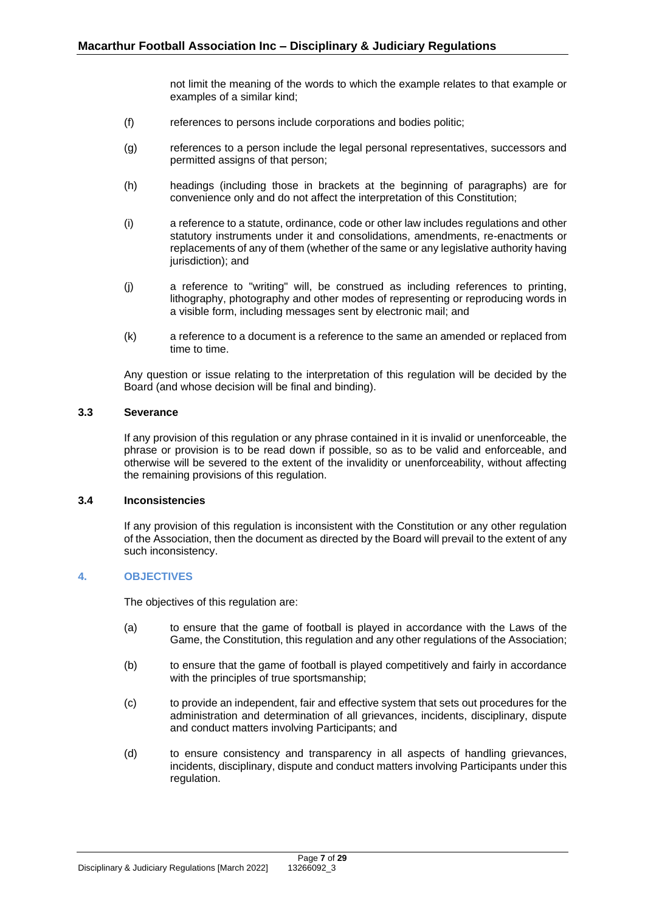not limit the meaning of the words to which the example relates to that example or examples of a similar kind;

(f) references to persons include corporations and bodies politic;

(g) references to a person include the legal personal representatives, successors and permitted assigns of that person;

(h) headings (including those in brackets at the beginning of paragraphs) are for convenience only and do not affect the interpretation of this Constitution;

(i) a reference to a statute, ordinance, code or other law includes regulations and other statutory instruments under it and consolidations, amendments, re-enactments or replacements of any of them (whether of the same or any legislative authority having jurisdiction); and

(j) a reference to "writing" will, be construed as including references to printing, lithography, photography and other modes of representing or reproducing words in a visible form, including messages sent by electronic mail; and

(k) a reference to a document is a reference to the same an amended or replaced from time to time.

Any question or issue relating to the interpretation of this regulation will be decided by the Board (and whose decision will be final and binding).

### 3.3 Severance

If any provision of this regulation or any phrase contained in it is invalid or unenforceable, the phrase or provision is to be read down if possible, so as to be valid and enforceable, and otherwise will be severed to the extent of the invalidity or unenforceability, without affecting the remaining provisions of this regulation.

### 3.4 Inconsistencies

If any provision of this regulation is inconsistent with the Constitution or any other regulation of the Association, then the document as directed by the Board will prevail to the extent of any such inconsistency.

## 4. OBJECTIVES

The objectives of this regulation are:

(a) to ensure that the game of football is played in accordance with the Laws of the Game, the Constitution, this regulation and any other regulations of the Association;

(b) to ensure that the game of football is played competitively and fairly in accordance with the principles of true sportsmanship;

(c) to provide an independent, fair and effective system that sets out procedures for the administration and determination of all grievances, incidents, disciplinary, dispute and conduct matters involving Participants; and

(d) to ensure consistency and transparency in all aspects of handling grievances, incidents, disciplinary, dispute and conduct matters involving Participants under this regulation.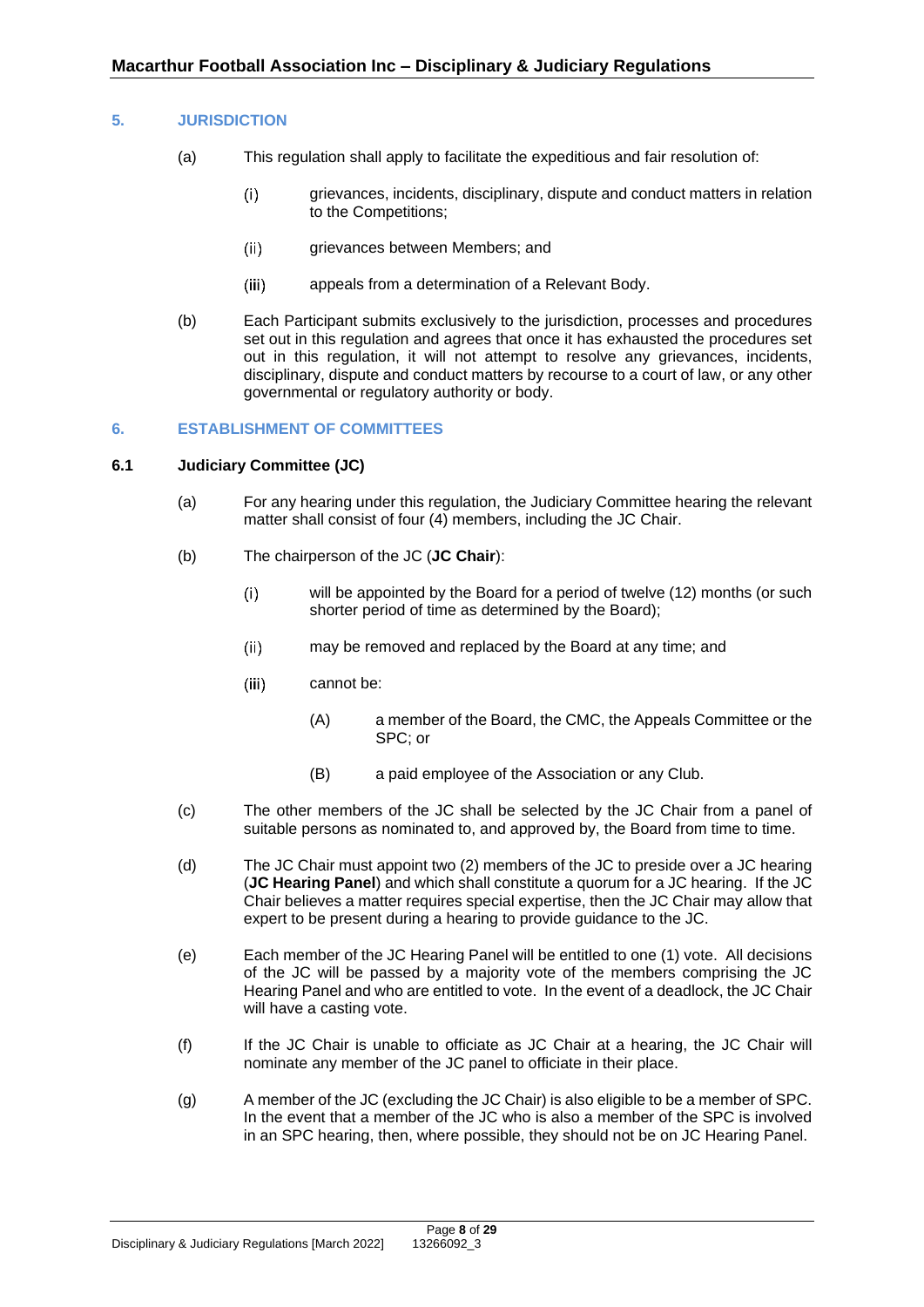## 5. JURISDICTION

(a) This regulation shall apply to facilitate the expeditious and fair resolution of:

   (i) grievances, incidents, disciplinary, dispute and conduct matters in relation to the Competitions;

   (ii) grievances between Members; and

   (iii) appeals from a determination of a Relevant Body.

(b) Each Participant submits exclusively to the jurisdiction, processes and procedures set out in this regulation and agrees that once it has exhausted the procedures set out in this regulation, it will not attempt to resolve any grievances, incidents, disciplinary, dispute and conduct matters by recourse to a court of law, or any other governmental or regulatory authority or body.

## 6. ESTABLISHMENT OF COMMITTEES

### 6.1 Judiciary Committee (JC)

(a) For any hearing under this regulation, the Judiciary Committee hearing the relevant matter shall consist of four (4) members, including the JC Chair.

(b) The chairperson of the JC (**JC Chair**):

   (i) will be appointed by the Board for a period of twelve (12) months (or such shorter period of time as determined by the Board);

   (ii) may be removed and replaced by the Board at any time; and

   (iii) cannot be:

      (A) a member of the Board, the CMC, the Appeals Committee or the SPC; or

      (B) a paid employee of the Association or any Club.

(c) The other members of the JC shall be selected by the JC Chair from a panel of suitable persons as nominated to, and approved by, the Board from time to time.

(d) The JC Chair must appoint two (2) members of the JC to preside over a JC hearing (**JC Hearing Panel**) and which shall constitute a quorum for a JC hearing. If the JC Chair believes a matter requires special expertise, then the JC Chair may allow that expert to be present during a hearing to provide guidance to the JC.

(e) Each member of the JC Hearing Panel will be entitled to one (1) vote. All decisions of the JC will be passed by a majority vote of the members comprising the JC Hearing Panel and who are entitled to vote. In the event of a deadlock, the JC Chair will have a casting vote.

(f) If the JC Chair is unable to officiate as JC Chair at a hearing, the JC Chair will nominate any member of the JC panel to officiate in their place.

(g) A member of the JC (excluding the JC Chair) is also eligible to be a member of SPC. In the event that a member of the JC who is also a member of the SPC is involved in an SPC hearing, then, where possible, they should not be on JC Hearing Panel.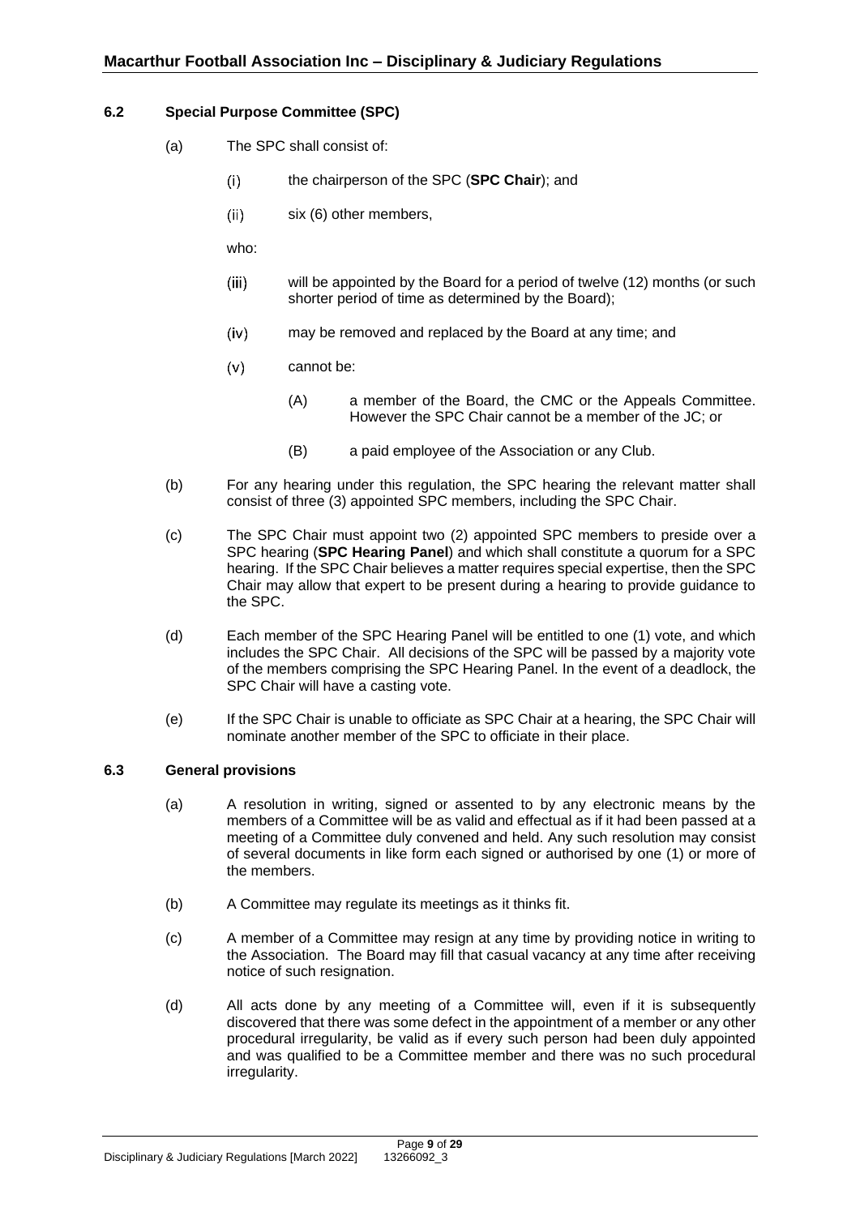### 6.2 Special Purpose Committee (SPC)

(a) The SPC shall consist of:

(i) the chairperson of the SPC (**SPC Chair**); and

(ii) six (6) other members,

who:

(iii) will be appointed by the Board for a period of twelve (12) months (or such shorter period of time as determined by the Board);

(iv) may be removed and replaced by the Board at any time; and

(v) cannot be:

(A) a member of the Board, the CMC or the Appeals Committee. However the SPC Chair cannot be a member of the JC; or

(B) a paid employee of the Association or any Club.

(b) For any hearing under this regulation, the SPC hearing the relevant matter shall consist of three (3) appointed SPC members, including the SPC Chair.

(c) The SPC Chair must appoint two (2) appointed SPC members to preside over a SPC hearing (**SPC Hearing Panel**) and which shall constitute a quorum for a SPC hearing. If the SPC Chair believes a matter requires special expertise, then the SPC Chair may allow that expert to be present during a hearing to provide guidance to the SPC.

(d) Each member of the SPC Hearing Panel will be entitled to one (1) vote, and which includes the SPC Chair. All decisions of the SPC will be passed by a majority vote of the members comprising the SPC Hearing Panel. In the event of a deadlock, the SPC Chair will have a casting vote.

(e) If the SPC Chair is unable to officiate as SPC Chair at a hearing, the SPC Chair will nominate another member of the SPC to officiate in their place.

### 6.3 General provisions

(a) A resolution in writing, signed or assented to by any electronic means by the members of a Committee will be as valid and effectual as if it had been passed at a meeting of a Committee duly convened and held. Any such resolution may consist of several documents in like form each signed or authorised by one (1) or more of the members.

(b) A Committee may regulate its meetings as it thinks fit.

(c) A member of a Committee may resign at any time by providing notice in writing to the Association. The Board may fill that casual vacancy at any time after receiving notice of such resignation.

(d) All acts done by any meeting of a Committee will, even if it is subsequently discovered that there was some defect in the appointment of a member or any other procedural irregularity, be valid as if every such person had been duly appointed and was qualified to be a Committee member and there was no such procedural irregularity.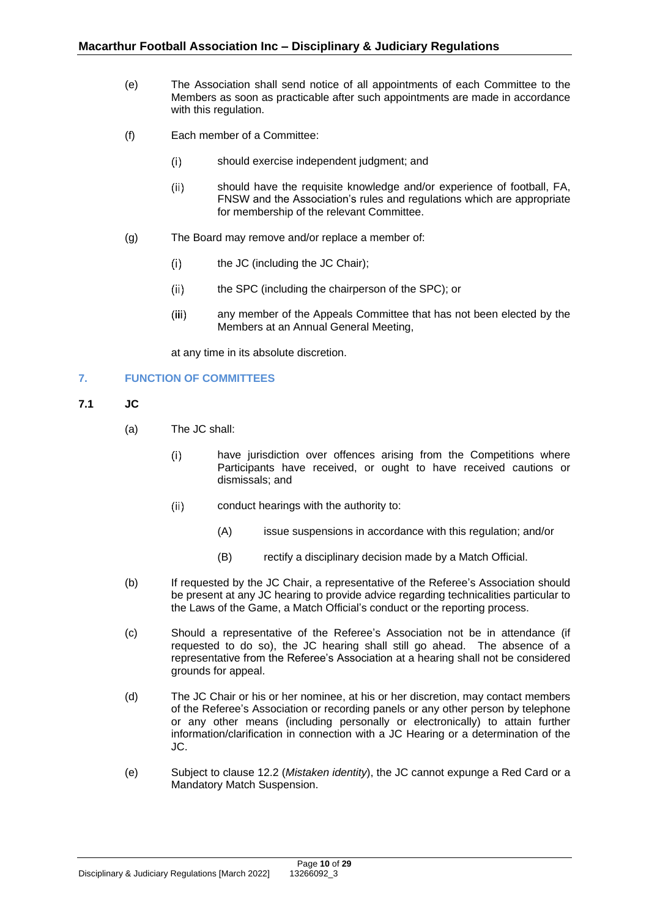(e) The Association shall send notice of all appointments of each Committee to the Members as soon as practicable after such appointments are made in accordance with this regulation.

(f) Each member of a Committee:

(i) should exercise independent judgment; and

(ii) should have the requisite knowledge and/or experience of football, FA, FNSW and the Association's rules and regulations which are appropriate for membership of the relevant Committee.

(g) The Board may remove and/or replace a member of:

(i) the JC (including the JC Chair);

(ii) the SPC (including the chairperson of the SPC); or

(iii) any member of the Appeals Committee that has not been elected by the Members at an Annual General Meeting,

at any time in its absolute discretion.

## 7. FUNCTION OF COMMITTEES

### 7.1 JC

(a) The JC shall:

(i) have jurisdiction over offences arising from the Competitions where Participants have received, or ought to have received cautions or dismissals; and

(ii) conduct hearings with the authority to:

(A) issue suspensions in accordance with this regulation; and/or

(B) rectify a disciplinary decision made by a Match Official.

(b) If requested by the JC Chair, a representative of the Referee's Association should be present at any JC hearing to provide advice regarding technicalities particular to the Laws of the Game, a Match Official's conduct or the reporting process.

(c) Should a representative of the Referee's Association not be in attendance (if requested to do so), the JC hearing shall still go ahead. The absence of a representative from the Referee's Association at a hearing shall not be considered grounds for appeal.

(d) The JC Chair or his or her nominee, at his or her discretion, may contact members of the Referee's Association or recording panels or any other person by telephone or any other means (including personally or electronically) to attain further information/clarification in connection with a JC Hearing or a determination of the JC.

(e) Subject to clause 12.2 (*Mistaken identity*), the JC cannot expunge a Red Card or a Mandatory Match Suspension.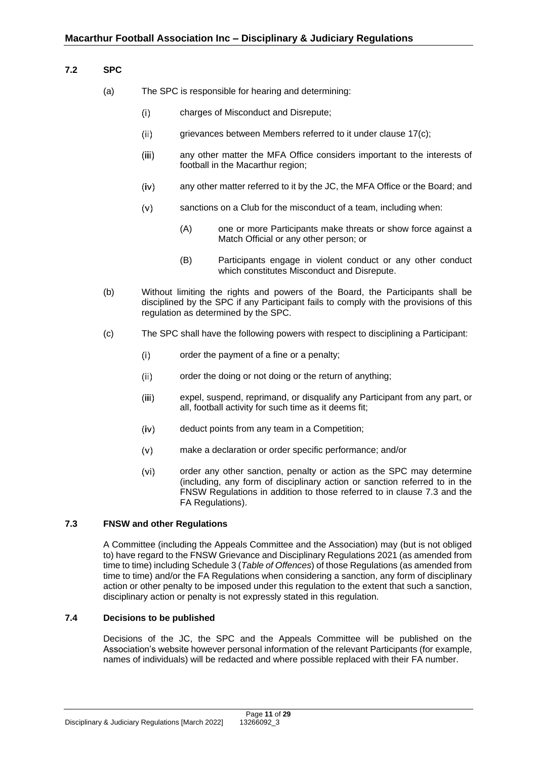### 7.2 SPC

(a) The SPC is responsible for hearing and determining:

(i) charges of Misconduct and Disrepute;

(ii) grievances between Members referred to it under clause 17(c);

(iii) any other matter the MFA Office considers important to the interests of football in the Macarthur region;

(iv) any other matter referred to it by the JC, the MFA Office or the Board; and

(v) sanctions on a Club for the misconduct of a team, including when:

(A) one or more Participants make threats or show force against a Match Official or any other person; or

(B) Participants engage in violent conduct or any other conduct which constitutes Misconduct and Disrepute.

(b) Without limiting the rights and powers of the Board, the Participants shall be disciplined by the SPC if any Participant fails to comply with the provisions of this regulation as determined by the SPC.

(c) The SPC shall have the following powers with respect to disciplining a Participant:

(i) order the payment of a fine or a penalty;

(ii) order the doing or not doing or the return of anything;

(iii) expel, suspend, reprimand, or disqualify any Participant from any part, or all, football activity for such time as it deems fit;

(iv) deduct points from any team in a Competition;

(v) make a declaration or order specific performance; and/or

(vi) order any other sanction, penalty or action as the SPC may determine (including, any form of disciplinary action or sanction referred to in the FNSW Regulations in addition to those referred to in clause 7.3 and the FA Regulations).

### 7.3 FNSW and other Regulations

A Committee (including the Appeals Committee and the Association) may (but is not obliged to) have regard to the FNSW Grievance and Disciplinary Regulations 2021 (as amended from time to time) including Schedule 3 (*Table of Offences*) of those Regulations (as amended from time to time) and/or the FA Regulations when considering a sanction, any form of disciplinary action or other penalty to be imposed under this regulation to the extent that such a sanction, disciplinary action or penalty is not expressly stated in this regulation.

### 7.4 Decisions to be published

Decisions of the JC, the SPC and the Appeals Committee will be published on the Association's website however personal information of the relevant Participants (for example, names of individuals) will be redacted and where possible replaced with their FA number.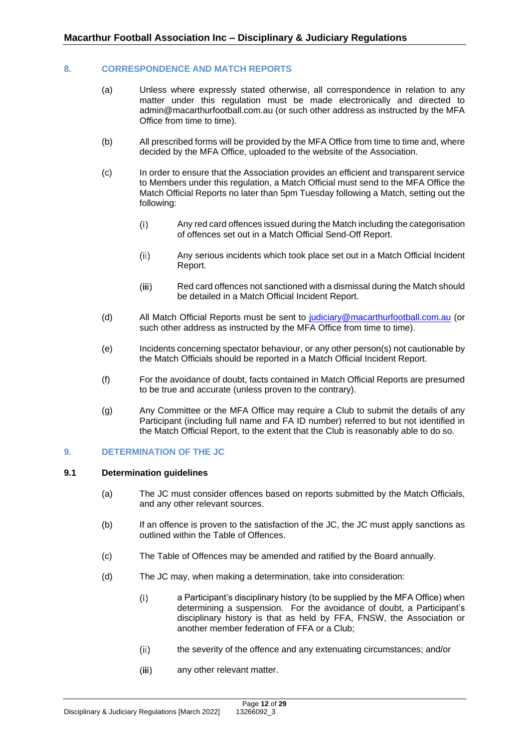## 8. CORRESPONDENCE AND MATCH REPORTS

(a) Unless where expressly stated otherwise, all correspondence in relation to any matter under this regulation must be made electronically and directed to admin@macarthurfootball.com.au (or such other address as instructed by the MFA Office from time to time).

(b) All prescribed forms will be provided by the MFA Office from time to time and, where decided by the MFA Office, uploaded to the website of the Association.

(c) In order to ensure that the Association provides an efficient and transparent service to Members under this regulation, a Match Official must send to the MFA Office the Match Official Reports no later than 5pm Tuesday following a Match, setting out the following:

(i) Any red card offences issued during the Match including the categorisation of offences set out in a Match Official Send-Off Report.

(ii) Any serious incidents which took place set out in a Match Official Incident Report.

(iii) Red card offences not sanctioned with a dismissal during the Match should be detailed in a Match Official Incident Report.

(d) All Match Official Reports must be sent to judiciary@macarthurfootball.com.au (or such other address as instructed by the MFA Office from time to time).

(e) Incidents concerning spectator behaviour, or any other person(s) not cautionable by the Match Officials should be reported in a Match Official Incident Report.

(f) For the avoidance of doubt, facts contained in Match Official Reports are presumed to be true and accurate (unless proven to the contrary).

(g) Any Committee or the MFA Office may require a Club to submit the details of any Participant (including full name and FA ID number) referred to but not identified in the Match Official Report, to the extent that the Club is reasonably able to do so.

## 9. DETERMINATION OF THE JC

### 9.1 Determination guidelines

(a) The JC must consider offences based on reports submitted by the Match Officials, and any other relevant sources.

(b) If an offence is proven to the satisfaction of the JC, the JC must apply sanctions as outlined within the Table of Offences.

(c) The Table of Offences may be amended and ratified by the Board annually.

(d) The JC may, when making a determination, take into consideration:

(i) a Participant's disciplinary history (to be supplied by the MFA Office) when determining a suspension. For the avoidance of doubt, a Participant's disciplinary history is that as held by FFA, FNSW, the Association or another member federation of FFA or a Club;

(ii) the severity of the offence and any extenuating circumstances; and/or

(iii) any other relevant matter.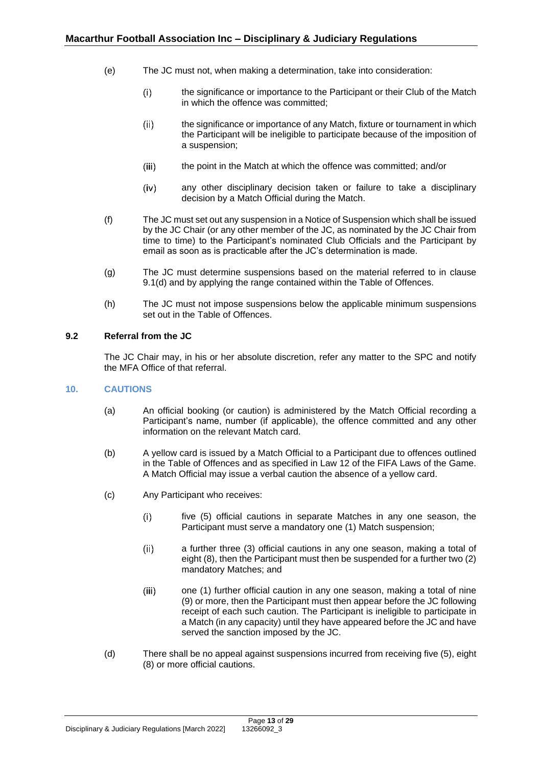(e) The JC must not, when making a determination, take into consideration:

   (i) the significance or importance to the Participant or their Club of the Match in which the offence was committed;

   (ii) the significance or importance of any Match, fixture or tournament in which the Participant will be ineligible to participate because of the imposition of a suspension;

   (iii) the point in the Match at which the offence was committed; and/or

   (iv) any other disciplinary decision taken or failure to take a disciplinary decision by a Match Official during the Match.

(f) The JC must set out any suspension in a Notice of Suspension which shall be issued by the JC Chair (or any other member of the JC, as nominated by the JC Chair from time to time) to the Participant's nominated Club Officials and the Participant by email as soon as is practicable after the JC's determination is made.

(g) The JC must determine suspensions based on the material referred to in clause 9.1(d) and by applying the range contained within the Table of Offences.

(h) The JC must not impose suspensions below the applicable minimum suspensions set out in the Table of Offences.

### 9.2 Referral from the JC

The JC Chair may, in his or her absolute discretion, refer any matter to the SPC and notify the MFA Office of that referral.

## 10. CAUTIONS

(a) An official booking (or caution) is administered by the Match Official recording a Participant's name, number (if applicable), the offence committed and any other information on the relevant Match card.

(b) A yellow card is issued by a Match Official to a Participant due to offences outlined in the Table of Offences and as specified in Law 12 of the FIFA Laws of the Game. A Match Official may issue a verbal caution the absence of a yellow card.

(c) Any Participant who receives:

   (i) five (5) official cautions in separate Matches in any one season, the Participant must serve a mandatory one (1) Match suspension;

   (ii) a further three (3) official cautions in any one season, making a total of eight (8), then the Participant must then be suspended for a further two (2) mandatory Matches; and

   (iii) one (1) further official caution in any one season, making a total of nine (9) or more, then the Participant must then appear before the JC following receipt of each such caution. The Participant is ineligible to participate in a Match (in any capacity) until they have appeared before the JC and have served the sanction imposed by the JC.

(d) There shall be no appeal against suspensions incurred from receiving five (5), eight (8) or more official cautions.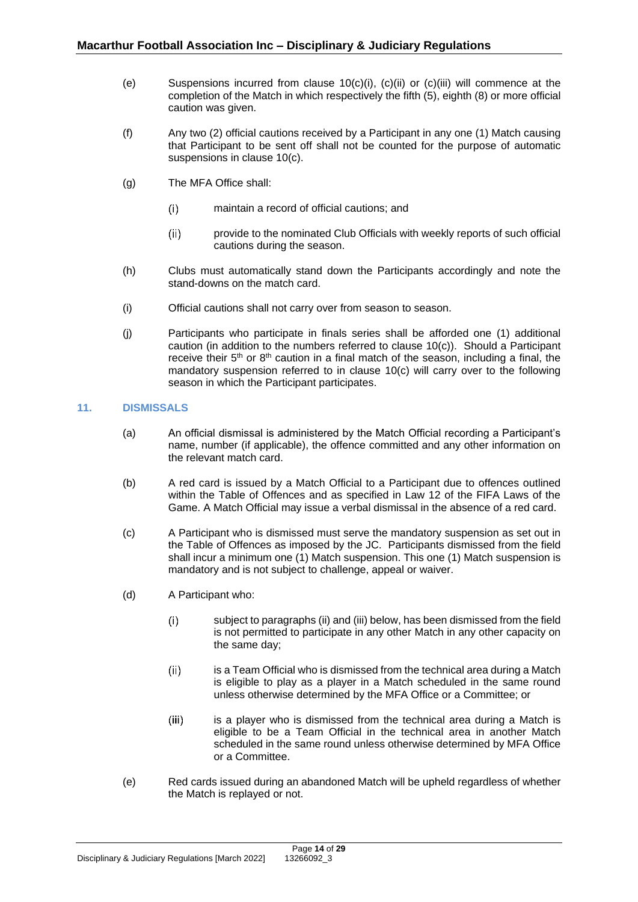(e) Suspensions incurred from clause 10(c)(i), (c)(ii) or (c)(iii) will commence at the completion of the Match in which respectively the fifth (5), eighth (8) or more official caution was given.

(f) Any two (2) official cautions received by a Participant in any one (1) Match causing that Participant to be sent off shall not be counted for the purpose of automatic suspensions in clause 10(c).

(g) The MFA Office shall:

  (i) maintain a record of official cautions; and

  (ii) provide to the nominated Club Officials with weekly reports of such official cautions during the season.

(h) Clubs must automatically stand down the Participants accordingly and note the stand-downs on the match card.

(i) Official cautions shall not carry over from season to season.

(j) Participants who participate in finals series shall be afforded one (1) additional caution (in addition to the numbers referred to clause 10(c)). Should a Participant receive their 5th or 8th caution in a final match of the season, including a final, the mandatory suspension referred to in clause 10(c) will carry over to the following season in which the Participant participates.

## 11. DISMISSALS

(a) An official dismissal is administered by the Match Official recording a Participant's name, number (if applicable), the offence committed and any other information on the relevant match card.

(b) A red card is issued by a Match Official to a Participant due to offences outlined within the Table of Offences and as specified in Law 12 of the FIFA Laws of the Game. A Match Official may issue a verbal dismissal in the absence of a red card.

(c) A Participant who is dismissed must serve the mandatory suspension as set out in the Table of Offences as imposed by the JC. Participants dismissed from the field shall incur a minimum one (1) Match suspension. This one (1) Match suspension is mandatory and is not subject to challenge, appeal or waiver.

(d) A Participant who:

  (i) subject to paragraphs (ii) and (iii) below, has been dismissed from the field is not permitted to participate in any other Match in any other capacity on the same day;

  (ii) is a Team Official who is dismissed from the technical area during a Match is eligible to play as a player in a Match scheduled in the same round unless otherwise determined by the MFA Office or a Committee; or

  (iii) is a player who is dismissed from the technical area during a Match is eligible to be a Team Official in the technical area in another Match scheduled in the same round unless otherwise determined by MFA Office or a Committee.

(e) Red cards issued during an abandoned Match will be upheld regardless of whether the Match is replayed or not.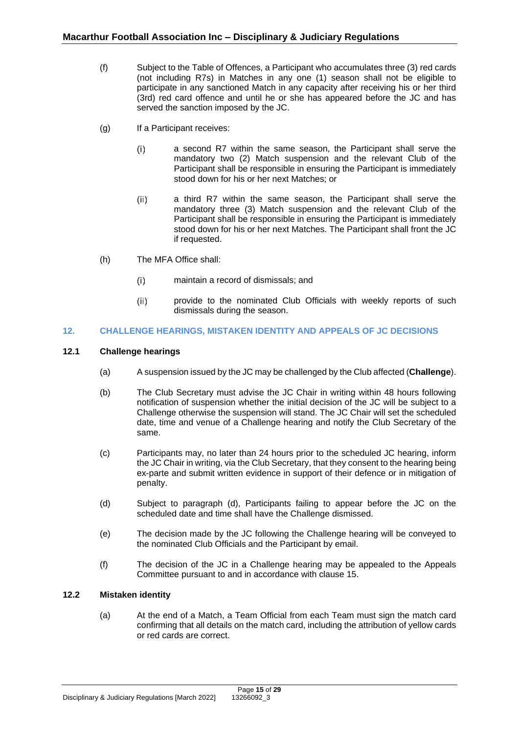(f) Subject to the Table of Offences, a Participant who accumulates three (3) red cards (not including R7s) in Matches in any one (1) season shall not be eligible to participate in any sanctioned Match in any capacity after receiving his or her third (3rd) red card offence and until he or she has appeared before the JC and has served the sanction imposed by the JC.

(g) If a Participant receives:

(i) a second R7 within the same season, the Participant shall serve the mandatory two (2) Match suspension and the relevant Club of the Participant shall be responsible in ensuring the Participant is immediately stood down for his or her next Matches; or

(ii) a third R7 within the same season, the Participant shall serve the mandatory three (3) Match suspension and the relevant Club of the Participant shall be responsible in ensuring the Participant is immediately stood down for his or her next Matches. The Participant shall front the JC if requested.

(h) The MFA Office shall:

(i) maintain a record of dismissals; and

(ii) provide to the nominated Club Officials with weekly reports of such dismissals during the season.

## 12. CHALLENGE HEARINGS, MISTAKEN IDENTITY AND APPEALS OF JC DECISIONS

### 12.1 Challenge hearings

(a) A suspension issued by the JC may be challenged by the Club affected (**Challenge**).

(b) The Club Secretary must advise the JC Chair in writing within 48 hours following notification of suspension whether the initial decision of the JC will be subject to a Challenge otherwise the suspension will stand. The JC Chair will set the scheduled date, time and venue of a Challenge hearing and notify the Club Secretary of the same.

(c) Participants may, no later than 24 hours prior to the scheduled JC hearing, inform the JC Chair in writing, via the Club Secretary, that they consent to the hearing being ex-parte and submit written evidence in support of their defence or in mitigation of penalty.

(d) Subject to paragraph (d), Participants failing to appear before the JC on the scheduled date and time shall have the Challenge dismissed.

(e) The decision made by the JC following the Challenge hearing will be conveyed to the nominated Club Officials and the Participant by email.

(f) The decision of the JC in a Challenge hearing may be appealed to the Appeals Committee pursuant to and in accordance with clause 15.

### 12.2 Mistaken identity

(a) At the end of a Match, a Team Official from each Team must sign the match card confirming that all details on the match card, including the attribution of yellow cards or red cards are correct.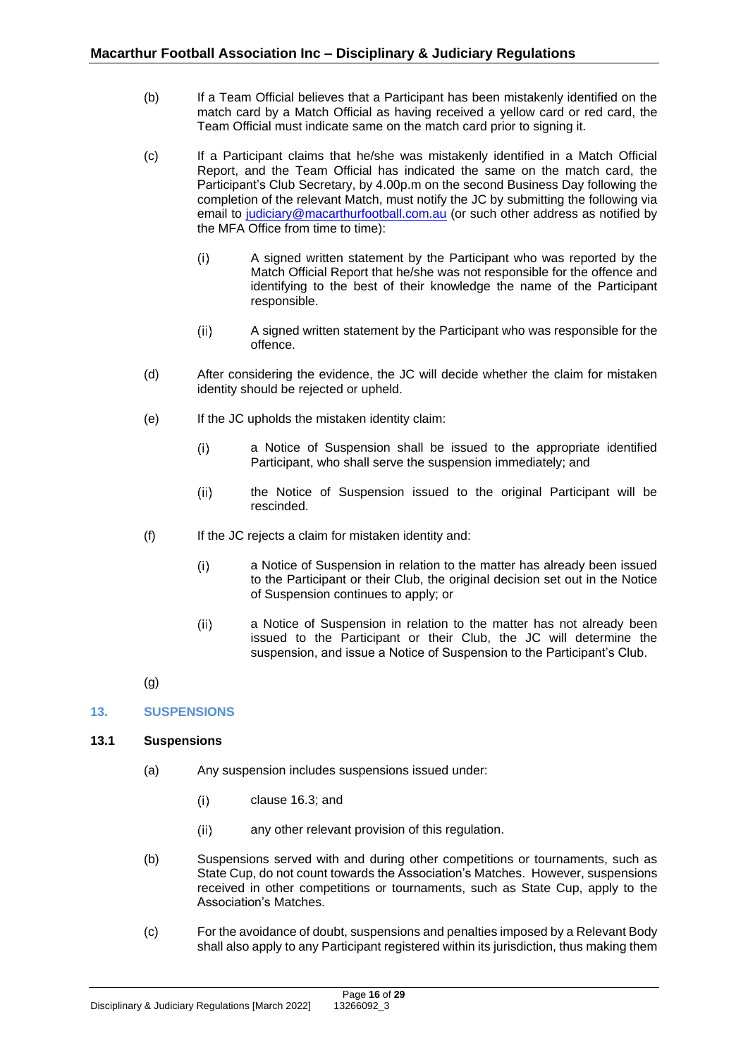(b) If a Team Official believes that a Participant has been mistakenly identified on the match card by a Match Official as having received a yellow card or red card, the Team Official must indicate same on the match card prior to signing it.

(c) If a Participant claims that he/she was mistakenly identified in a Match Official Report, and the Team Official has indicated the same on the match card, the Participant's Club Secretary, by 4.00p.m on the second Business Day following the completion of the relevant Match, must notify the JC by submitting the following via email to judiciary@macarthurfootball.com.au (or such other address as notified by the MFA Office from time to time):

(i) A signed written statement by the Participant who was reported by the Match Official Report that he/she was not responsible for the offence and identifying to the best of their knowledge the name of the Participant responsible.

(ii) A signed written statement by the Participant who was responsible for the offence.

(d) After considering the evidence, the JC will decide whether the claim for mistaken identity should be rejected or upheld.

(e) If the JC upholds the mistaken identity claim:

(i) a Notice of Suspension shall be issued to the appropriate identified Participant, who shall serve the suspension immediately; and

(ii) the Notice of Suspension issued to the original Participant will be rescinded.

(f) If the JC rejects a claim for mistaken identity and:

(i) a Notice of Suspension in relation to the matter has already been issued to the Participant or their Club, the original decision set out in the Notice of Suspension continues to apply; or

(ii) a Notice of Suspension in relation to the matter has not already been issued to the Participant or their Club, the JC will determine the suspension, and issue a Notice of Suspension to the Participant's Club.

(g)

## 13. SUSPENSIONS

### 13.1 Suspensions

(a) Any suspension includes suspensions issued under:

(i) clause 16.3; and

(ii) any other relevant provision of this regulation.

(b) Suspensions served with and during other competitions or tournaments, such as State Cup, do not count towards the Association's Matches. However, suspensions received in other competitions or tournaments, such as State Cup, apply to the Association's Matches.

(c) For the avoidance of doubt, suspensions and penalties imposed by a Relevant Body shall also apply to any Participant registered within its jurisdiction, thus making them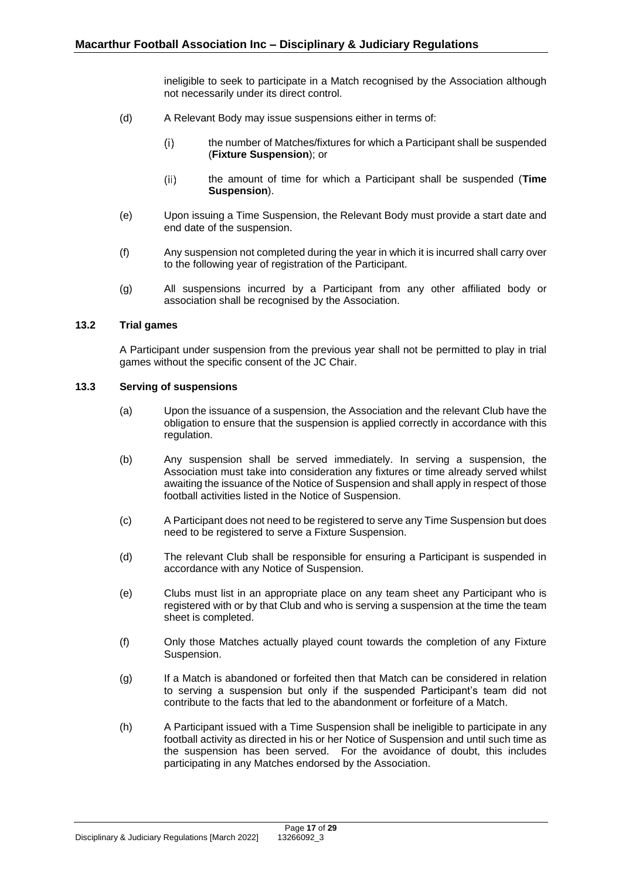ineligible to seek to participate in a Match recognised by the Association although not necessarily under its direct control.

(d) A Relevant Body may issue suspensions either in terms of:

(i) the number of Matches/fixtures for which a Participant shall be suspended (**Fixture Suspension**); or

(ii) the amount of time for which a Participant shall be suspended (**Time Suspension**).

(e) Upon issuing a Time Suspension, the Relevant Body must provide a start date and end date of the suspension.

(f) Any suspension not completed during the year in which it is incurred shall carry over to the following year of registration of the Participant.

(g) All suspensions incurred by a Participant from any other affiliated body or association shall be recognised by the Association.

### 13.2 Trial games

A Participant under suspension from the previous year shall not be permitted to play in trial games without the specific consent of the JC Chair.

### 13.3 Serving of suspensions

(a) Upon the issuance of a suspension, the Association and the relevant Club have the obligation to ensure that the suspension is applied correctly in accordance with this regulation.

(b) Any suspension shall be served immediately. In serving a suspension, the Association must take into consideration any fixtures or time already served whilst awaiting the issuance of the Notice of Suspension and shall apply in respect of those football activities listed in the Notice of Suspension.

(c) A Participant does not need to be registered to serve any Time Suspension but does need to be registered to serve a Fixture Suspension.

(d) The relevant Club shall be responsible for ensuring a Participant is suspended in accordance with any Notice of Suspension.

(e) Clubs must list in an appropriate place on any team sheet any Participant who is registered with or by that Club and who is serving a suspension at the time the team sheet is completed.

(f) Only those Matches actually played count towards the completion of any Fixture Suspension.

(g) If a Match is abandoned or forfeited then that Match can be considered in relation to serving a suspension but only if the suspended Participant's team did not contribute to the facts that led to the abandonment or forfeiture of a Match.

(h) A Participant issued with a Time Suspension shall be ineligible to participate in any football activity as directed in his or her Notice of Suspension and until such time as the suspension has been served. For the avoidance of doubt, this includes participating in any Matches endorsed by the Association.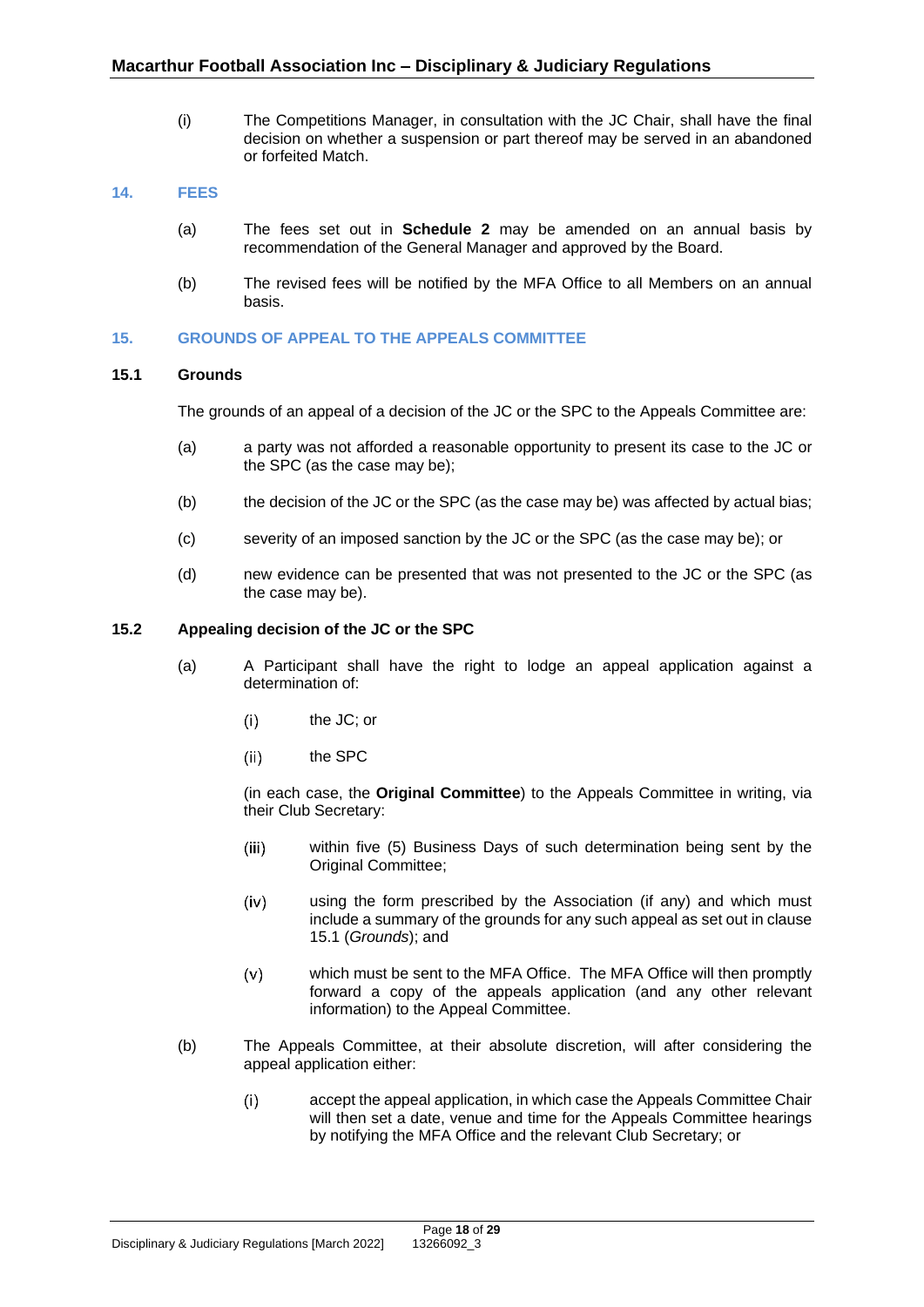(i) The Competitions Manager, in consultation with the JC Chair, shall have the final decision on whether a suspension or part thereof may be served in an abandoned or forfeited Match.

## 14. FEES

(a) The fees set out in **Schedule 2** may be amended on an annual basis by recommendation of the General Manager and approved by the Board.

(b) The revised fees will be notified by the MFA Office to all Members on an annual basis.

## 15. GROUNDS OF APPEAL TO THE APPEALS COMMITTEE

### 15.1 Grounds

The grounds of an appeal of a decision of the JC or the SPC to the Appeals Committee are:

(a) a party was not afforded a reasonable opportunity to present its case to the JC or the SPC (as the case may be);

(b) the decision of the JC or the SPC (as the case may be) was affected by actual bias;

(c) severity of an imposed sanction by the JC or the SPC (as the case may be); or

(d) new evidence can be presented that was not presented to the JC or the SPC (as the case may be).

### 15.2 Appealing decision of the JC or the SPC

(a) A Participant shall have the right to lodge an appeal application against a determination of:

(i) the JC; or

(ii) the SPC

(in each case, the **Original Committee**) to the Appeals Committee in writing, via their Club Secretary:

(iii) within five (5) Business Days of such determination being sent by the Original Committee;

(iv) using the form prescribed by the Association (if any) and which must include a summary of the grounds for any such appeal as set out in clause 15.1 (*Grounds*); and

(v) which must be sent to the MFA Office. The MFA Office will then promptly forward a copy of the appeals application (and any other relevant information) to the Appeal Committee.

(b) The Appeals Committee, at their absolute discretion, will after considering the appeal application either:

(i) accept the appeal application, in which case the Appeals Committee Chair will then set a date, venue and time for the Appeals Committee hearings by notifying the MFA Office and the relevant Club Secretary; or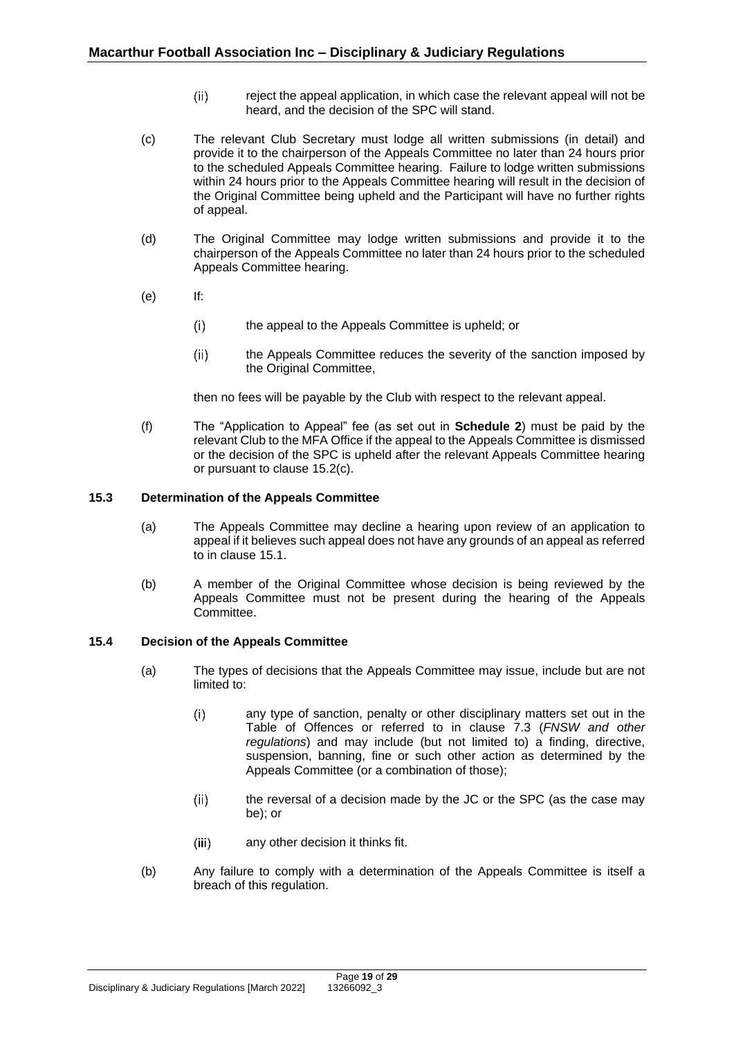(ii) reject the appeal application, in which case the relevant appeal will not be heard, and the decision of the SPC will stand.

(c) The relevant Club Secretary must lodge all written submissions (in detail) and provide it to the chairperson of the Appeals Committee no later than 24 hours prior to the scheduled Appeals Committee hearing. Failure to lodge written submissions within 24 hours prior to the Appeals Committee hearing will result in the decision of the Original Committee being upheld and the Participant will have no further rights of appeal.

(d) The Original Committee may lodge written submissions and provide it to the chairperson of the Appeals Committee no later than 24 hours prior to the scheduled Appeals Committee hearing.

(e) If:

(i) the appeal to the Appeals Committee is upheld; or

(ii) the Appeals Committee reduces the severity of the sanction imposed by the Original Committee,

then no fees will be payable by the Club with respect to the relevant appeal.

(f) The "Application to Appeal" fee (as set out in **Schedule 2**) must be paid by the relevant Club to the MFA Office if the appeal to the Appeals Committee is dismissed or the decision of the SPC is upheld after the relevant Appeals Committee hearing or pursuant to clause 15.2(c).

### 15.3 Determination of the Appeals Committee

(a) The Appeals Committee may decline a hearing upon review of an application to appeal if it believes such appeal does not have any grounds of an appeal as referred to in clause 15.1.

(b) A member of the Original Committee whose decision is being reviewed by the Appeals Committee must not be present during the hearing of the Appeals Committee.

### 15.4 Decision of the Appeals Committee

(a) The types of decisions that the Appeals Committee may issue, include but are not limited to:

(i) any type of sanction, penalty or other disciplinary matters set out in the Table of Offences or referred to in clause 7.3 (*FNSW and other regulations*) and may include (but not limited to) a finding, directive, suspension, banning, fine or such other action as determined by the Appeals Committee (or a combination of those);

(ii) the reversal of a decision made by the JC or the SPC (as the case may be); or

(iii) any other decision it thinks fit.

(b) Any failure to comply with a determination of the Appeals Committee is itself a breach of this regulation.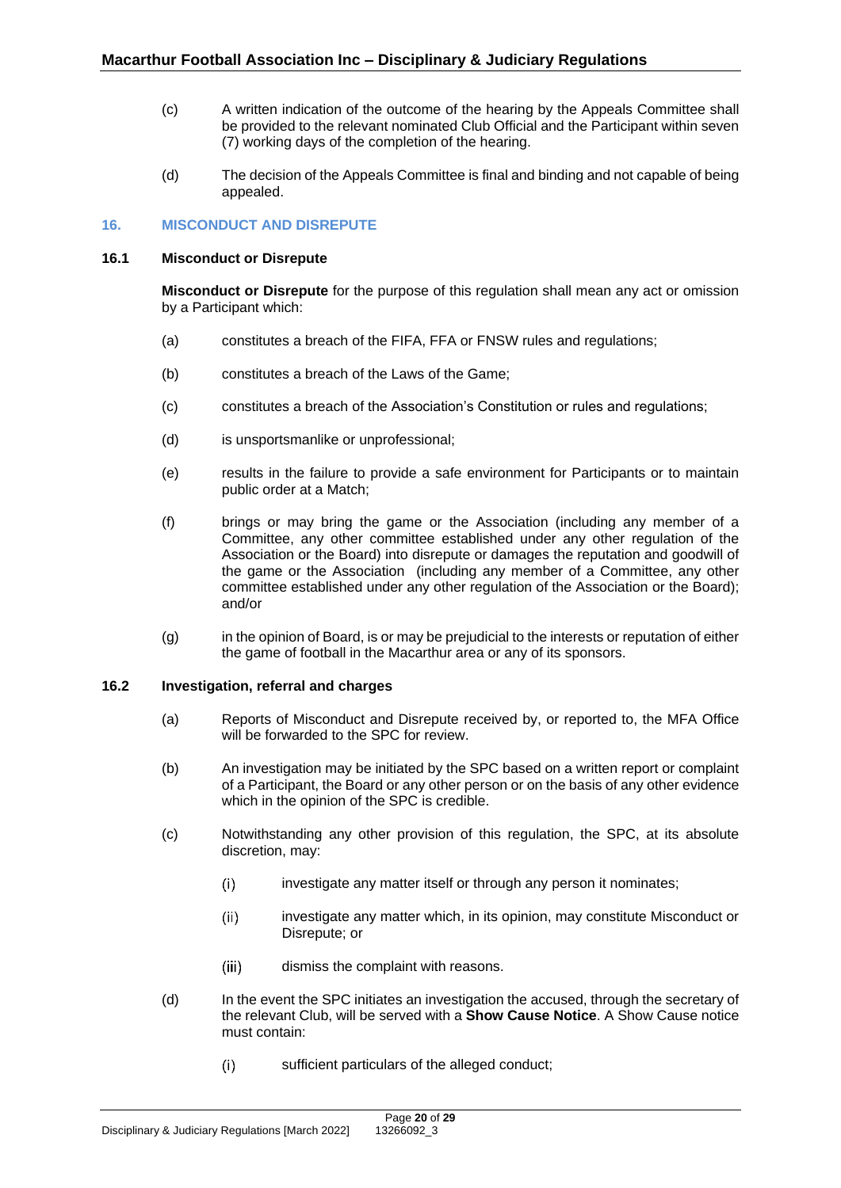(c) A written indication of the outcome of the hearing by the Appeals Committee shall be provided to the relevant nominated Club Official and the Participant within seven (7) working days of the completion of the hearing.

(d) The decision of the Appeals Committee is final and binding and not capable of being appealed.

## 16. MISCONDUCT AND DISREPUTE

### 16.1 Misconduct or Disrepute

**Misconduct or Disrepute** for the purpose of this regulation shall mean any act or omission by a Participant which:

(a) constitutes a breach of the FIFA, FFA or FNSW rules and regulations;

(b) constitutes a breach of the Laws of the Game;

(c) constitutes a breach of the Association's Constitution or rules and regulations;

(d) is unsportsmanlike or unprofessional;

(e) results in the failure to provide a safe environment for Participants or to maintain public order at a Match;

(f) brings or may bring the game or the Association (including any member of a Committee, any other committee established under any other regulation of the Association or the Board) into disrepute or damages the reputation and goodwill of the game or the Association (including any member of a Committee, any other committee established under any other regulation of the Association or the Board); and/or

(g) in the opinion of Board, is or may be prejudicial to the interests or reputation of either the game of football in the Macarthur area or any of its sponsors.

### 16.2 Investigation, referral and charges

(a) Reports of Misconduct and Disrepute received by, or reported to, the MFA Office will be forwarded to the SPC for review.

(b) An investigation may be initiated by the SPC based on a written report or complaint of a Participant, the Board or any other person or on the basis of any other evidence which in the opinion of the SPC is credible.

(c) Notwithstanding any other provision of this regulation, the SPC, at its absolute discretion, may:

  (i) investigate any matter itself or through any person it nominates;

  (ii) investigate any matter which, in its opinion, may constitute Misconduct or Disrepute; or

  (iii) dismiss the complaint with reasons.

(d) In the event the SPC initiates an investigation the accused, through the secretary of the relevant Club, will be served with a **Show Cause Notice**. A Show Cause notice must contain:

  (i) sufficient particulars of the alleged conduct;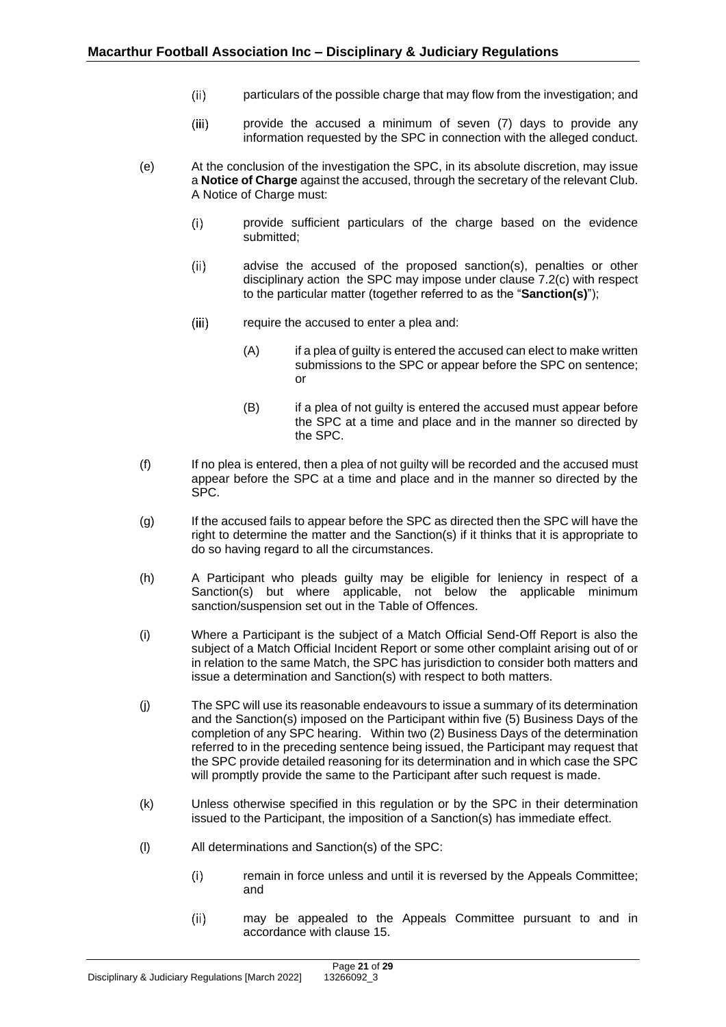(ii) particulars of the possible charge that may flow from the investigation; and

(iii) provide the accused a minimum of seven (7) days to provide any information requested by the SPC in connection with the alleged conduct.

(e) At the conclusion of the investigation the SPC, in its absolute discretion, may issue a **Notice of Charge** against the accused, through the secretary of the relevant Club. A Notice of Charge must:

(i) provide sufficient particulars of the charge based on the evidence submitted;

(ii) advise the accused of the proposed sanction(s), penalties or other disciplinary action the SPC may impose under clause 7.2(c) with respect to the particular matter (together referred to as the "**Sanction(s)**");

(iii) require the accused to enter a plea and:

(A) if a plea of guilty is entered the accused can elect to make written submissions to the SPC or appear before the SPC on sentence; or

(B) if a plea of not guilty is entered the accused must appear before the SPC at a time and place and in the manner so directed by the SPC.

(f) If no plea is entered, then a plea of not guilty will be recorded and the accused must appear before the SPC at a time and place and in the manner so directed by the SPC.

(g) If the accused fails to appear before the SPC as directed then the SPC will have the right to determine the matter and the Sanction(s) if it thinks that it is appropriate to do so having regard to all the circumstances.

(h) A Participant who pleads guilty may be eligible for leniency in respect of a Sanction(s) but where applicable, not below the applicable minimum sanction/suspension set out in the Table of Offences.

(i) Where a Participant is the subject of a Match Official Send-Off Report is also the subject of a Match Official Incident Report or some other complaint arising out of or in relation to the same Match, the SPC has jurisdiction to consider both matters and issue a determination and Sanction(s) with respect to both matters.

(j) The SPC will use its reasonable endeavours to issue a summary of its determination and the Sanction(s) imposed on the Participant within five (5) Business Days of the completion of any SPC hearing. Within two (2) Business Days of the determination referred to in the preceding sentence being issued, the Participant may request that the SPC provide detailed reasoning for its determination and in which case the SPC will promptly provide the same to the Participant after such request is made.

(k) Unless otherwise specified in this regulation or by the SPC in their determination issued to the Participant, the imposition of a Sanction(s) has immediate effect.

(l) All determinations and Sanction(s) of the SPC:

(i) remain in force unless and until it is reversed by the Appeals Committee; and

(ii) may be appealed to the Appeals Committee pursuant to and in accordance with clause 15.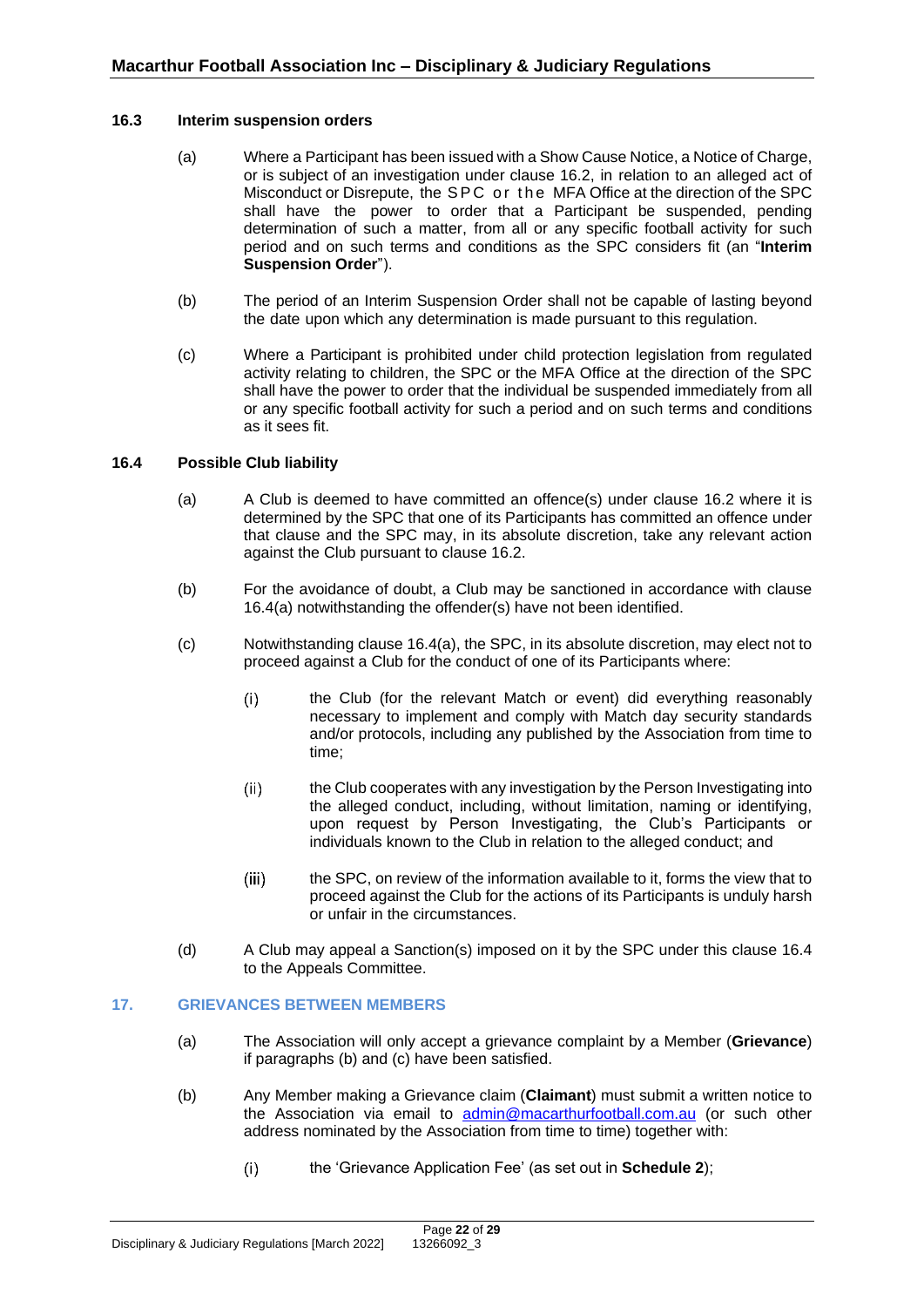### 16.3 Interim suspension orders

(a) Where a Participant has been issued with a Show Cause Notice, a Notice of Charge, or is subject of an investigation under clause 16.2, in relation to an alleged act of Misconduct or Disrepute, the SPC or the MFA Office at the direction of the SPC shall have the power to order that a Participant be suspended, pending determination of such a matter, from all or any specific football activity for such period and on such terms and conditions as the SPC considers fit (an "**Interim Suspension Order**").

(b) The period of an Interim Suspension Order shall not be capable of lasting beyond the date upon which any determination is made pursuant to this regulation.

(c) Where a Participant is prohibited under child protection legislation from regulated activity relating to children, the SPC or the MFA Office at the direction of the SPC shall have the power to order that the individual be suspended immediately from all or any specific football activity for such a period and on such terms and conditions as it sees fit.

### 16.4 Possible Club liability

(a) A Club is deemed to have committed an offence(s) under clause 16.2 where it is determined by the SPC that one of its Participants has committed an offence under that clause and the SPC may, in its absolute discretion, take any relevant action against the Club pursuant to clause 16.2.

(b) For the avoidance of doubt, a Club may be sanctioned in accordance with clause 16.4(a) notwithstanding the offender(s) have not been identified.

(c) Notwithstanding clause 16.4(a), the SPC, in its absolute discretion, may elect not to proceed against a Club for the conduct of one of its Participants where:

(i) the Club (for the relevant Match or event) did everything reasonably necessary to implement and comply with Match day security standards and/or protocols, including any published by the Association from time to time;

(ii) the Club cooperates with any investigation by the Person Investigating into the alleged conduct, including, without limitation, naming or identifying, upon request by Person Investigating, the Club's Participants or individuals known to the Club in relation to the alleged conduct; and

(iii) the SPC, on review of the information available to it, forms the view that to proceed against the Club for the actions of its Participants is unduly harsh or unfair in the circumstances.

(d) A Club may appeal a Sanction(s) imposed on it by the SPC under this clause 16.4 to the Appeals Committee.

## 17. GRIEVANCES BETWEEN MEMBERS

(a) The Association will only accept a grievance complaint by a Member (**Grievance**) if paragraphs (b) and (c) have been satisfied.

(b) Any Member making a Grievance claim (**Claimant**) must submit a written notice to the Association via email to admin@macarthurfootball.com.au (or such other address nominated by the Association from time to time) together with:

(i) the 'Grievance Application Fee' (as set out in **Schedule 2**);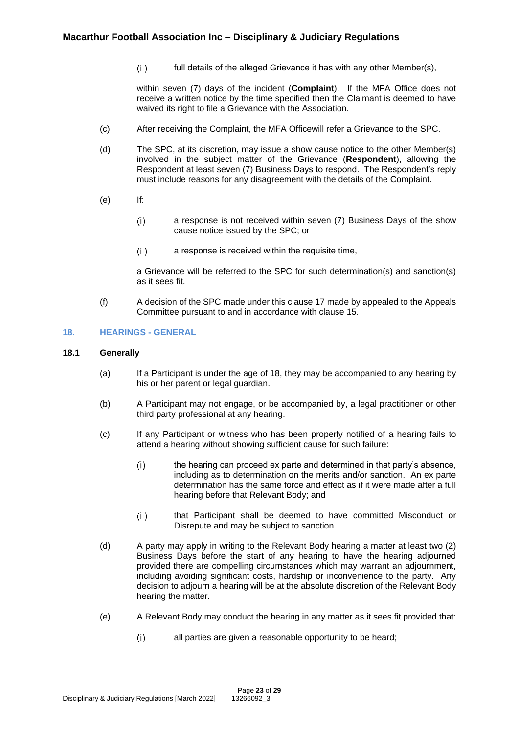(ii) full details of the alleged Grievance it has with any other Member(s),

within seven (7) days of the incident (**Complaint**). If the MFA Office does not receive a written notice by the time specified then the Claimant is deemed to have waived its right to file a Grievance with the Association.

(c) After receiving the Complaint, the MFA Officewill refer a Grievance to the SPC.

(d) The SPC, at its discretion, may issue a show cause notice to the other Member(s) involved in the subject matter of the Grievance (**Respondent**), allowing the Respondent at least seven (7) Business Days to respond. The Respondent's reply must include reasons for any disagreement with the details of the Complaint.

(e) If:

(i) a response is not received within seven (7) Business Days of the show cause notice issued by the SPC; or

(ii) a response is received within the requisite time,

a Grievance will be referred to the SPC for such determination(s) and sanction(s) as it sees fit.

(f) A decision of the SPC made under this clause 17 made by appealed to the Appeals Committee pursuant to and in accordance with clause 15.

## 18. HEARINGS - GENERAL

### 18.1 Generally

(a) If a Participant is under the age of 18, they may be accompanied to any hearing by his or her parent or legal guardian.

(b) A Participant may not engage, or be accompanied by, a legal practitioner or other third party professional at any hearing.

(c) If any Participant or witness who has been properly notified of a hearing fails to attend a hearing without showing sufficient cause for such failure:

(i) the hearing can proceed ex parte and determined in that party's absence, including as to determination on the merits and/or sanction. An ex parte determination has the same force and effect as if it were made after a full hearing before that Relevant Body; and

(ii) that Participant shall be deemed to have committed Misconduct or Disrepute and may be subject to sanction.

(d) A party may apply in writing to the Relevant Body hearing a matter at least two (2) Business Days before the start of any hearing to have the hearing adjourned provided there are compelling circumstances which may warrant an adjournment, including avoiding significant costs, hardship or inconvenience to the party. Any decision to adjourn a hearing will be at the absolute discretion of the Relevant Body hearing the matter.

(e) A Relevant Body may conduct the hearing in any matter as it sees fit provided that:

(i) all parties are given a reasonable opportunity to be heard;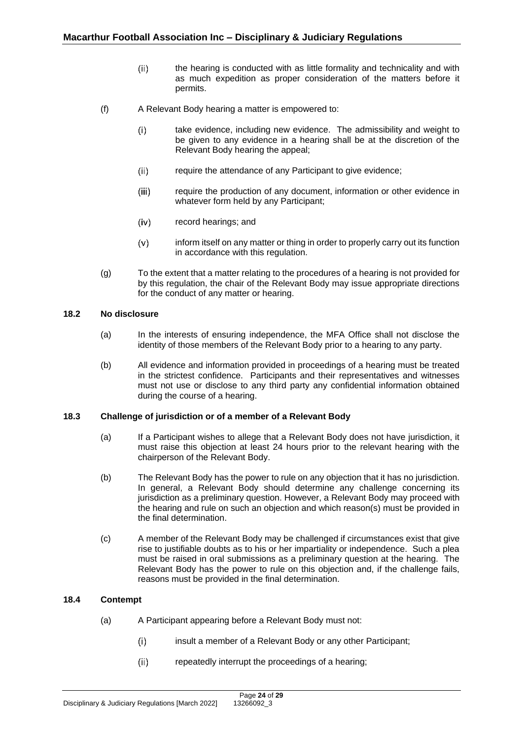(ii) the hearing is conducted with as little formality and technicality and with as much expedition as proper consideration of the matters before it permits.

(f) A Relevant Body hearing a matter is empowered to:

(i) take evidence, including new evidence. The admissibility and weight to be given to any evidence in a hearing shall be at the discretion of the Relevant Body hearing the appeal;

(ii) require the attendance of any Participant to give evidence;

(iii) require the production of any document, information or other evidence in whatever form held by any Participant;

(iv) record hearings; and

(v) inform itself on any matter or thing in order to properly carry out its function in accordance with this regulation.

(g) To the extent that a matter relating to the procedures of a hearing is not provided for by this regulation, the chair of the Relevant Body may issue appropriate directions for the conduct of any matter or hearing.

### 18.2 No disclosure

(a) In the interests of ensuring independence, the MFA Office shall not disclose the identity of those members of the Relevant Body prior to a hearing to any party.

(b) All evidence and information provided in proceedings of a hearing must be treated in the strictest confidence. Participants and their representatives and witnesses must not use or disclose to any third party any confidential information obtained during the course of a hearing.

### 18.3 Challenge of jurisdiction or of a member of a Relevant Body

(a) If a Participant wishes to allege that a Relevant Body does not have jurisdiction, it must raise this objection at least 24 hours prior to the relevant hearing with the chairperson of the Relevant Body.

(b) The Relevant Body has the power to rule on any objection that it has no jurisdiction. In general, a Relevant Body should determine any challenge concerning its jurisdiction as a preliminary question. However, a Relevant Body may proceed with the hearing and rule on such an objection and which reason(s) must be provided in the final determination.

(c) A member of the Relevant Body may be challenged if circumstances exist that give rise to justifiable doubts as to his or her impartiality or independence. Such a plea must be raised in oral submissions as a preliminary question at the hearing. The Relevant Body has the power to rule on this objection and, if the challenge fails, reasons must be provided in the final determination.

### 18.4 Contempt

(a) A Participant appearing before a Relevant Body must not:

(i) insult a member of a Relevant Body or any other Participant;

(ii) repeatedly interrupt the proceedings of a hearing;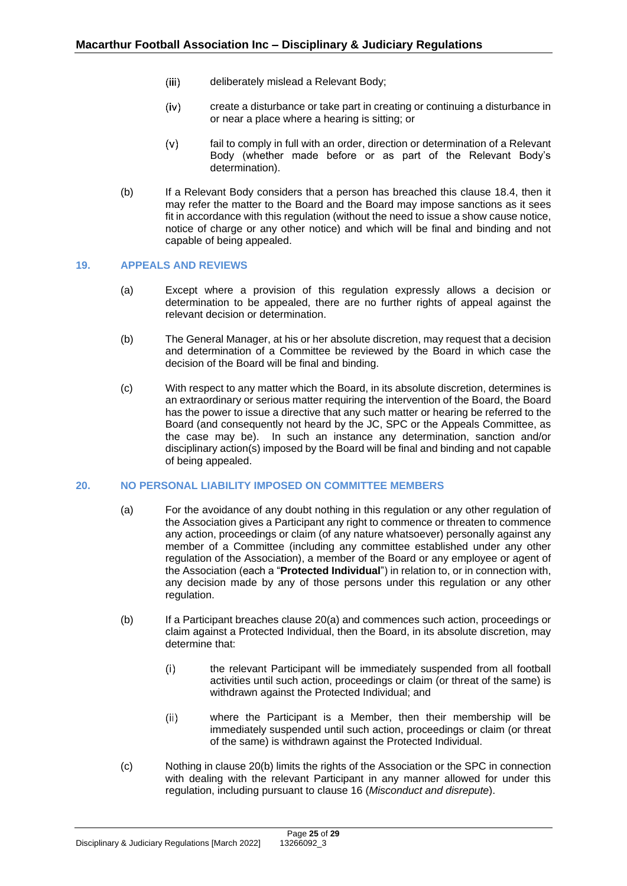(iii) deliberately mislead a Relevant Body;

(iv) create a disturbance or take part in creating or continuing a disturbance in or near a place where a hearing is sitting; or

(v) fail to comply in full with an order, direction or determination of a Relevant Body (whether made before or as part of the Relevant Body's determination).

(b) If a Relevant Body considers that a person has breached this clause 18.4, then it may refer the matter to the Board and the Board may impose sanctions as it sees fit in accordance with this regulation (without the need to issue a show cause notice, notice of charge or any other notice) and which will be final and binding and not capable of being appealed.

## 19. APPEALS AND REVIEWS

(a) Except where a provision of this regulation expressly allows a decision or determination to be appealed, there are no further rights of appeal against the relevant decision or determination.

(b) The General Manager, at his or her absolute discretion, may request that a decision and determination of a Committee be reviewed by the Board in which case the decision of the Board will be final and binding.

(c) With respect to any matter which the Board, in its absolute discretion, determines is an extraordinary or serious matter requiring the intervention of the Board, the Board has the power to issue a directive that any such matter or hearing be referred to the Board (and consequently not heard by the JC, SPC or the Appeals Committee, as the case may be). In such an instance any determination, sanction and/or disciplinary action(s) imposed by the Board will be final and binding and not capable of being appealed.

## 20. NO PERSONAL LIABILITY IMPOSED ON COMMITTEE MEMBERS

(a) For the avoidance of any doubt nothing in this regulation or any other regulation of the Association gives a Participant any right to commence or threaten to commence any action, proceedings or claim (of any nature whatsoever) personally against any member of a Committee (including any committee established under any other regulation of the Association), a member of the Board or any employee or agent of the Association (each a "**Protected Individual**") in relation to, or in connection with, any decision made by any of those persons under this regulation or any other regulation.

(b) If a Participant breaches clause 20(a) and commences such action, proceedings or claim against a Protected Individual, then the Board, in its absolute discretion, may determine that:

(i) the relevant Participant will be immediately suspended from all football activities until such action, proceedings or claim (or threat of the same) is withdrawn against the Protected Individual; and

(ii) where the Participant is a Member, then their membership will be immediately suspended until such action, proceedings or claim (or threat of the same) is withdrawn against the Protected Individual.

(c) Nothing in clause 20(b) limits the rights of the Association or the SPC in connection with dealing with the relevant Participant in any manner allowed for under this regulation, including pursuant to clause 16 (*Misconduct and disrepute*).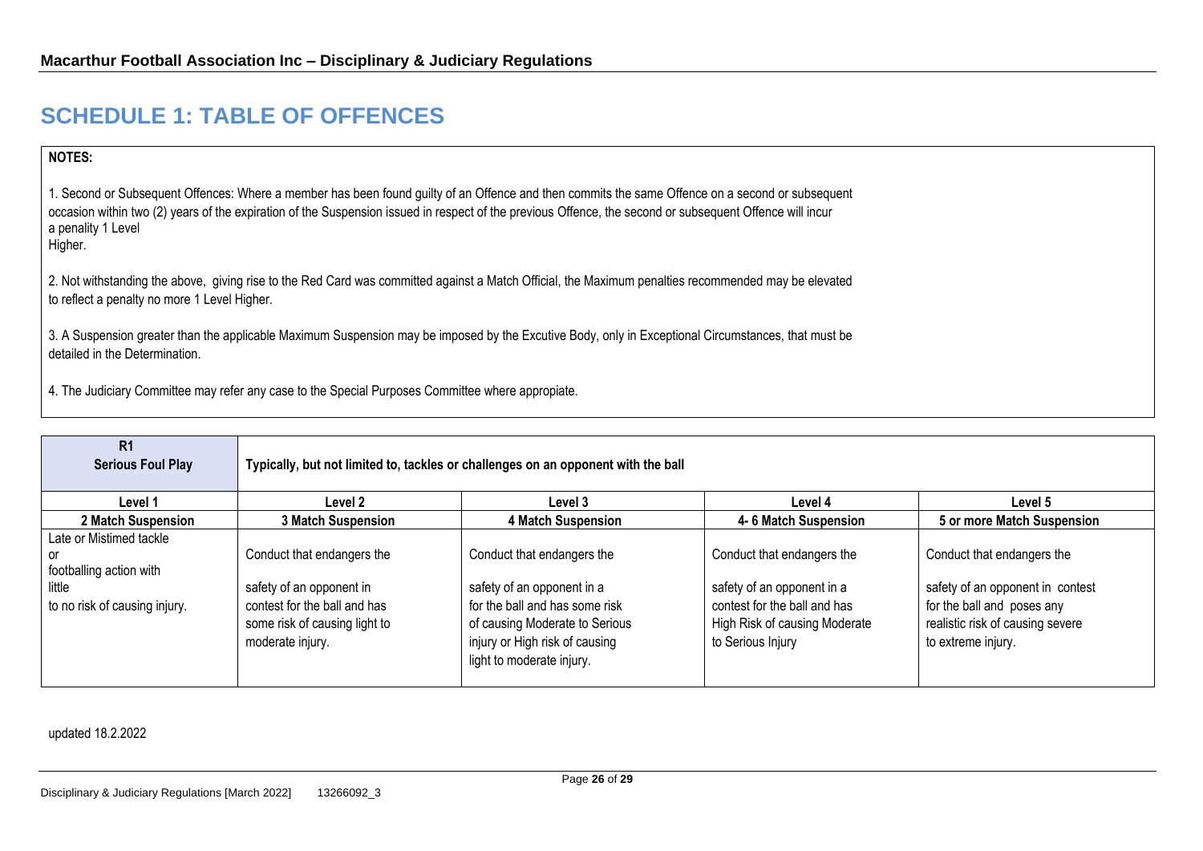# SCHEDULE 1: TABLE OF OFFENCES

**NOTES:**

1. Second or Subsequent Offences: Where a member has been found guilty of an Offence and then commits the same Offence on a second or subsequent occasion within two (2) years of the expiration of the Suspension issued in respect of the previous Offence, the second or subsequent Offence will incur a penality 1 Level Higher.

2. Not withstanding the above, giving rise to the Red Card was committed against a Match Official, the Maximum penalties recommended may be elevated to reflect a penalty no more 1 Level Higher.

3. A Suspension greater than the applicable Maximum Suspension may be imposed by the Excutive Body, only in Exceptional Circumstances, that must be detailed in the Determination.

4. The Judiciary Committee may refer any case to the Special Purposes Committee where appropiate.

| **R1 Serious Foul Play** | **Typically, but not limited to, tackles or challenges on an opponent with the ball** | | | |
|---|---|---|---|---|
| **Level 1** | **Level 2** | **Level 3** | **Level 4** | **Level 5** |
| **2 Match Suspension** | **3 Match Suspension** | **4 Match Suspension** | **4- 6 Match Suspension** | **5 or more Match Suspension** |
| Late or Mistimed tackle or footballing action with little to no risk of causing injury. | Conduct that endangers the safety of an opponent in contest for the ball and has some risk of causing light to moderate injury. | Conduct that endangers the safety of an opponent in a for the ball and has some risk of causing Moderate to Serious injury or High risk of causing light to moderate injury. | Conduct that endangers the safety of an opponent in a contest for the ball and has High Risk of causing Moderate to Serious Injury | Conduct that endangers the safety of an opponent in contest for the ball and poses any realistic risk of causing severe to extreme injury. |

updated 18.2.2022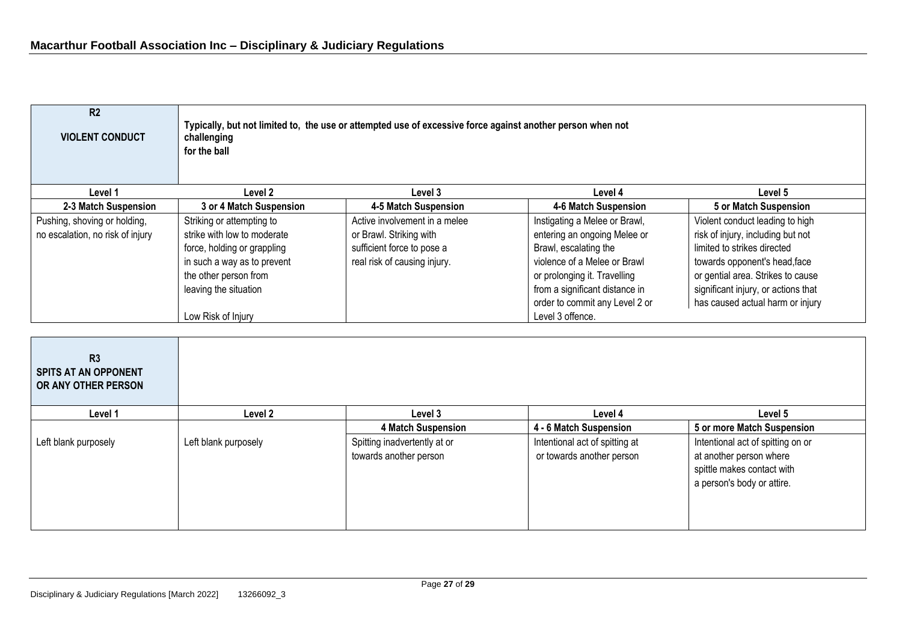| R2<br>VIOLENT CONDUCT | Typically, but not limited to, the use or attempted use of excessive force against another person when not challenging for the ball | | | |
|---|---|---|---|---|
| **Level 1** | **Level 2** | **Level 3** | **Level 4** | **Level 5** |
| **2-3 Match Suspension** | **3 or 4 Match Suspension** | **4-5 Match Suspension** | **4-6 Match Suspension** | **5 or Match Suspension** |
| Pushing, shoving or holding, no escalation, no risk of injury | Striking or attempting to strike with low to moderate force, holding or grappling in such a way as to prevent the other person from leaving the situation<br><br>Low Risk of Injury | Active involvement in a melee or Brawl. Striking with sufficient force to pose a real risk of causing injury. | Instigating a Melee or Brawl, entering an ongoing Melee or Brawl, escalating the violence of a Melee or Brawl or prolonging it. Travelling from a significant distance in order to commit any Level 2 or Level 3 offence. | Violent conduct leading to high risk of injury, including but not limited to strikes directed towards opponent's head,face or gential area. Strikes to cause significant injury, or actions that has caused actual harm or injury |

| R3<br>SPITS AT AN OPPONENT OR ANY OTHER PERSON | | | | |
|---|---|---|---|---|
| **Level 1** | **Level 2** | **Level 3** | **Level 4** | **Level 5** |
| | | **4 Match Suspension** | **4 - 6 Match Suspension** | **5 or more Match Suspension** |
| Left blank purposely | Left blank purposely | Spitting inadvertently at or towards another person | Intentional act of spitting at or towards another person | Intentional act of spitting on or at another person where spittle makes contact with a person's body or attire. |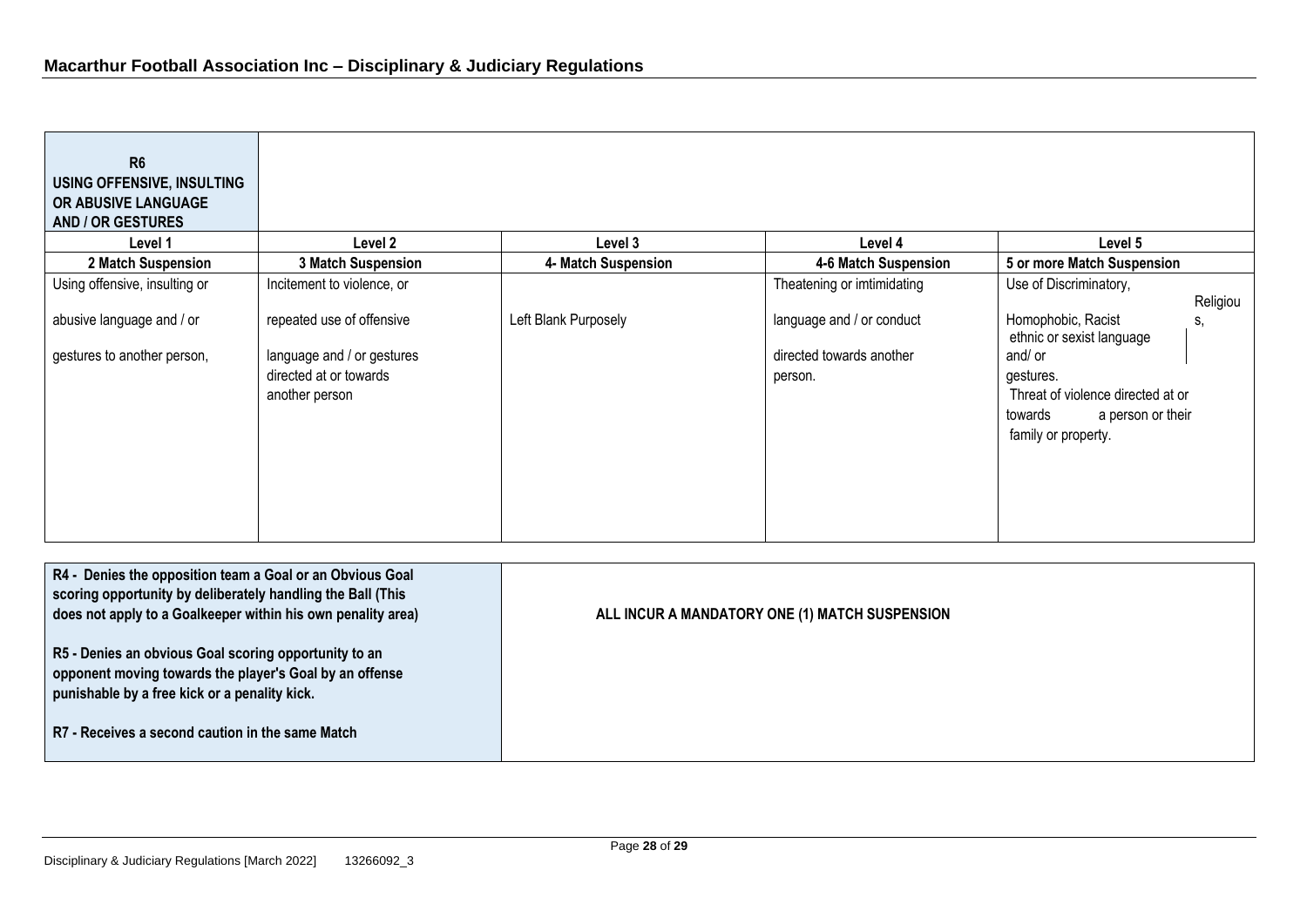| R6 USING OFFENSIVE, INSULTING OR ABUSIVE LANGUAGE AND / OR GESTURES | | | | |
|---|---|---|---|---|
| **Level 1** | **Level 2** | **Level 3** | **Level 4** | **Level 5** |
| **2 Match Suspension** | **3 Match Suspension** | **4- Match Suspension** | **4-6 Match Suspension** | **5 or more Match Suspension** |
| Using offensive, insulting or abusive language and / or gestures to another person, | Incitement to violence, or repeated use of offensive language and / or gestures directed at or towards another person | Left Blank Purposely | Theatening or imtimidating language and / or conduct directed towards another person. | Use of Discriminatory, Religious, Homophobic, Racist ethnic or sexist language and/ or gestures. Threat of violence directed at or towards a person or their family or property. |

| | |
|---|---|
| **R4 - Denies the opposition team a Goal or an Obvious Goal scoring opportunity by deliberately handling the Ball (This does not apply to a Goalkeeper within his own penalty area)**<br><br>**R5 - Denies an obvious Goal scoring opportunity to an opponent moving towards the player's Goal by an offense punishable by a free kick or a penality kick.**<br><br>**R7 - Receives a second caution in the same Match** | **ALL INCUR A MANDATORY ONE (1) MATCH SUSPENSION** |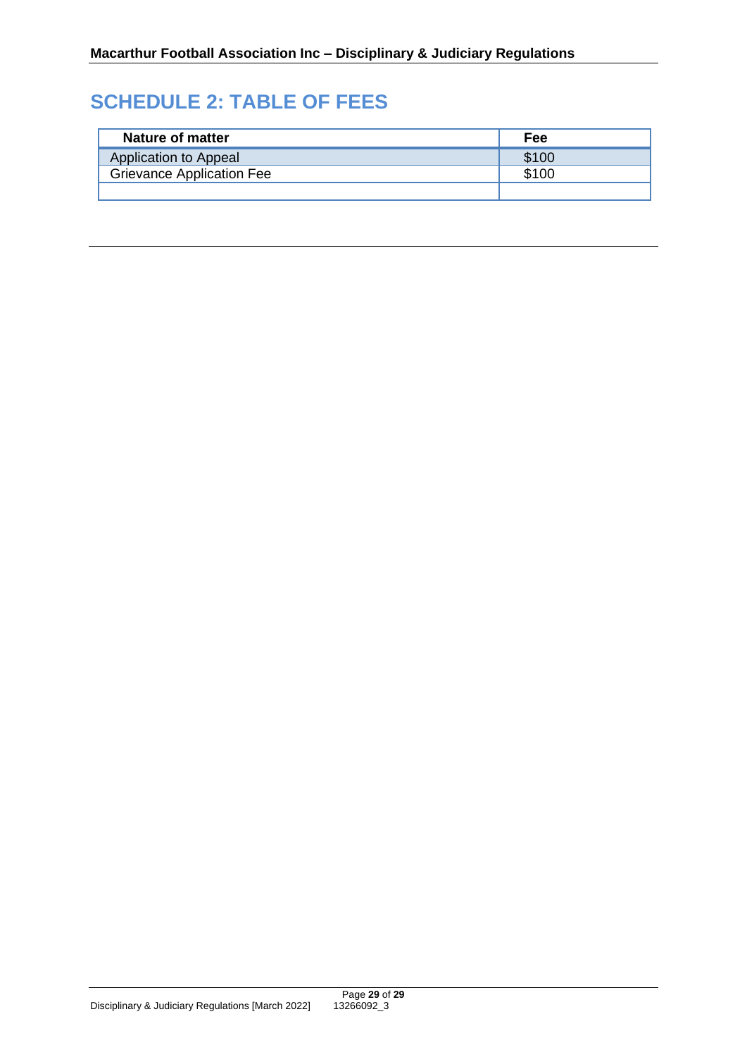# SCHEDULE 2: TABLE OF FEES

| Nature of matter | Fee |
|---|---|
| Application to Appeal | $100 |
| Grievance Application Fee | $100 |
| | |